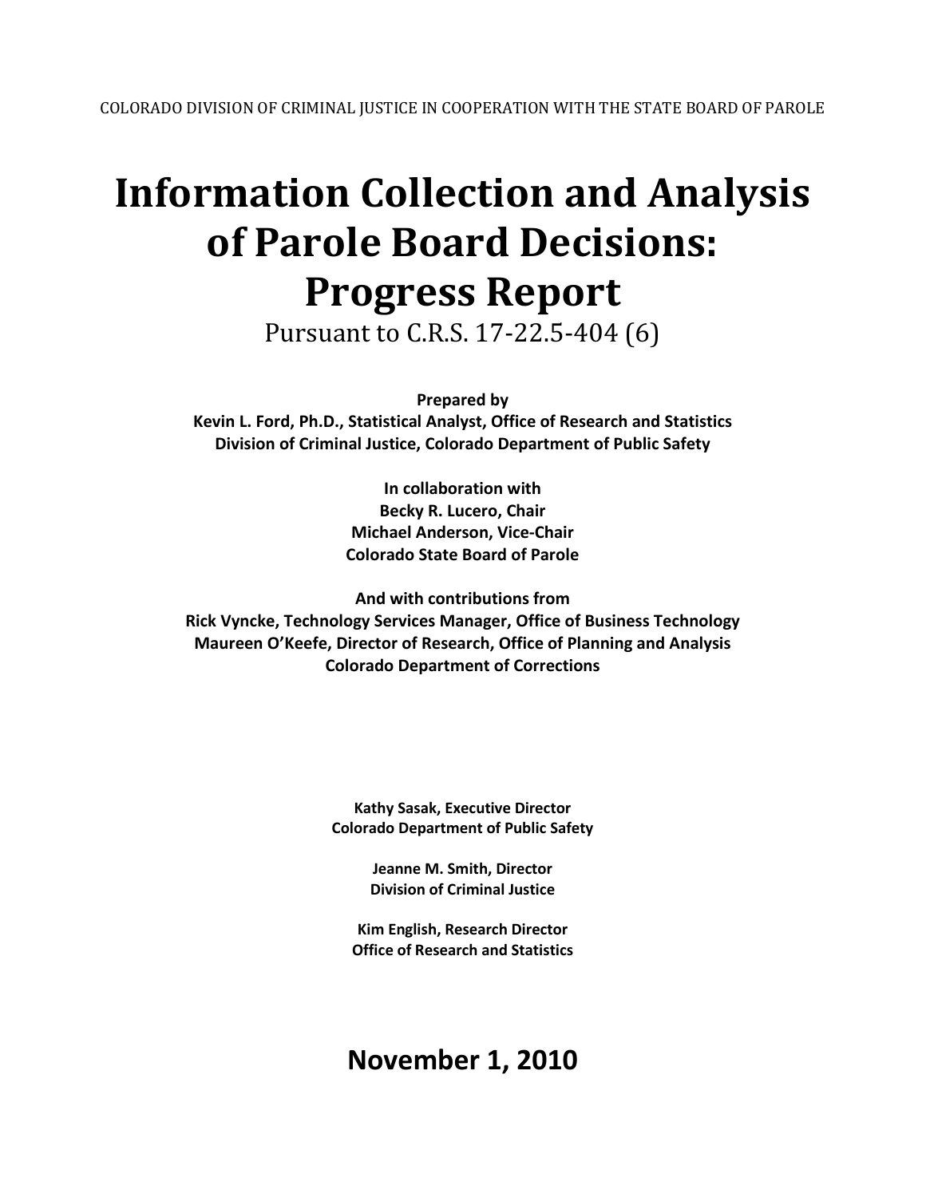COLORADO DIVISION OF CRIMINAL JUSTICE IN COOPERATION WITH THE STATE BOARD OF PAROLE

# Information Collection and Analysis of Parole Board Decisions: Progress Report

Pursuant to C.R.S. 17-22.5-404 (6)

**Prepared by**
**Kevin L. Ford, Ph.D., Statistical Analyst, Office of Research and Statistics**
**Division of Criminal Justice, Colorado Department of Public Safety**

**In collaboration with**
**Becky R. Lucero, Chair**
**Michael Anderson, Vice-Chair**
**Colorado State Board of Parole**

**And with contributions from**
**Rick Vyncke, Technology Services Manager, Office of Business Technology**
**Maureen O'Keefe, Director of Research, Office of Planning and Analysis**
**Colorado Department of Corrections**

**Kathy Sasak, Executive Director**
**Colorado Department of Public Safety**

**Jeanne M. Smith, Director**
**Division of Criminal Justice**

**Kim English, Research Director**
**Office of Research and Statistics**

## November 1, 2010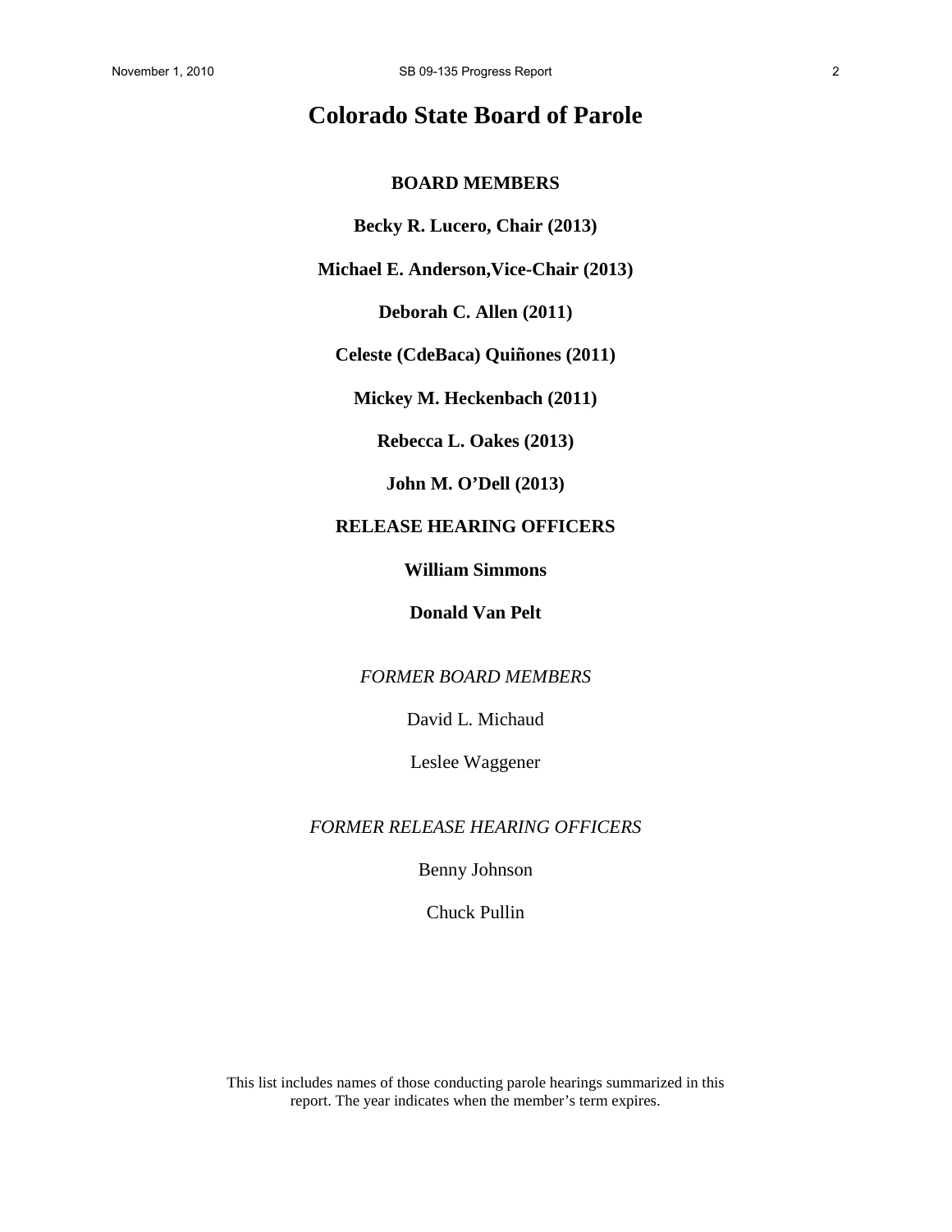# Colorado State Board of Parole

**BOARD MEMBERS**

**Becky R. Lucero, Chair (2013)**

**Michael E. Anderson,Vice-Chair (2013)**

**Deborah C. Allen (2011)**

**Celeste (CdeBaca) Quiñones (2011)**

**Mickey M. Heckenbach (2011)**

**Rebecca L. Oakes (2013)**

**John M. O'Dell (2013)**

**RELEASE HEARING OFFICERS**

**William Simmons**

**Donald Van Pelt**

*FORMER BOARD MEMBERS*

David L. Michaud

Leslee Waggener

*FORMER RELEASE HEARING OFFICERS*

Benny Johnson

Chuck Pullin

This list includes names of those conducting parole hearings summarized in this report. The year indicates when the member's term expires.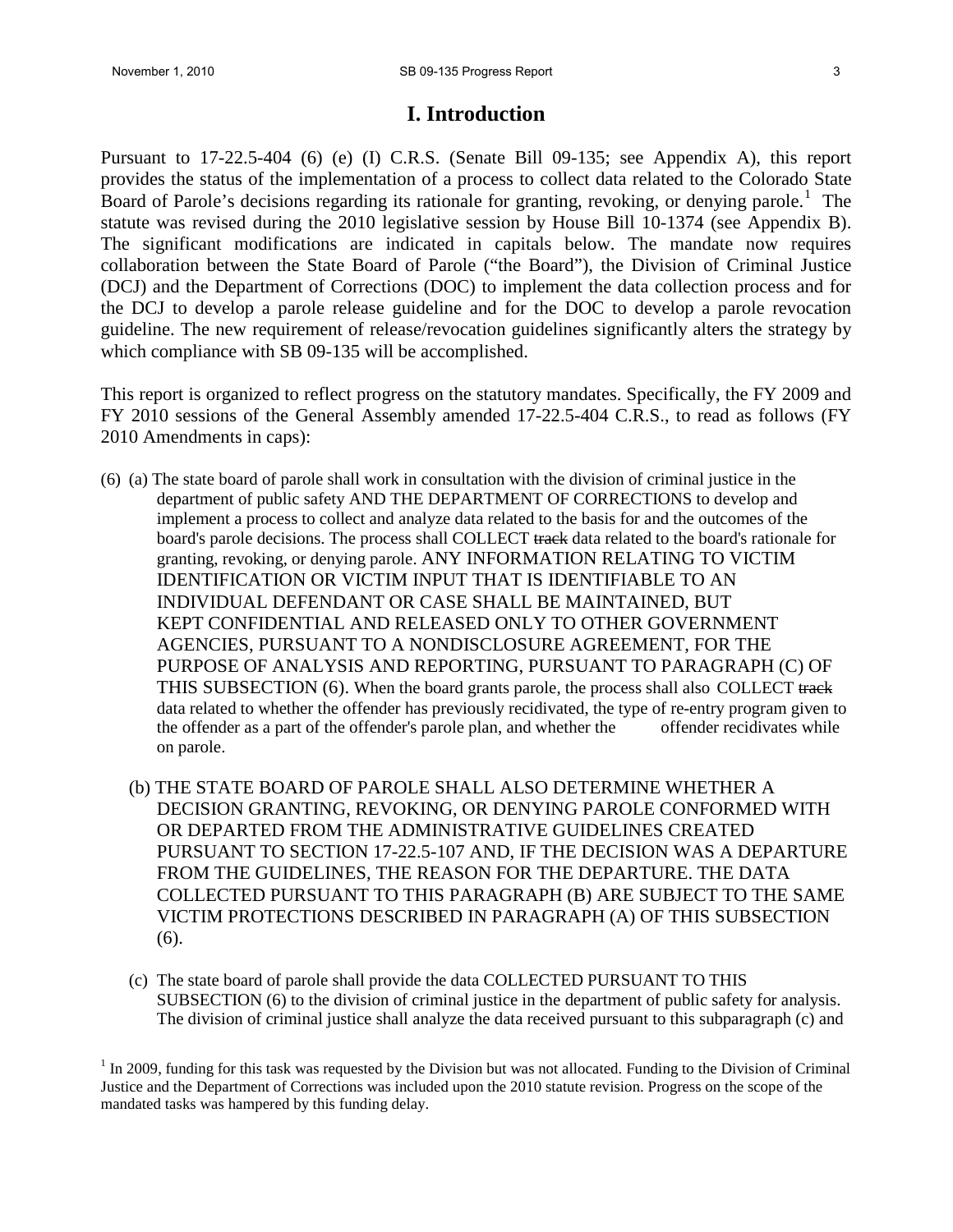# I. Introduction

Pursuant to 17-22.5-404 (6) (e) (I) C.R.S. (Senate Bill 09-135; see Appendix A), this report provides the status of the implementation of a process to collect data related to the Colorado State Board of Parole's decisions regarding its rationale for granting, revoking, or denying parole.[1] The statute was revised during the 2010 legislative session by House Bill 10-1374 (see Appendix B). The significant modifications are indicated in capitals below. The mandate now requires collaboration between the State Board of Parole ("the Board"), the Division of Criminal Justice (DCJ) and the Department of Corrections (DOC) to implement the data collection process and for the DCJ to develop a parole release guideline and for the DOC to develop a parole revocation guideline. The new requirement of release/revocation guidelines significantly alters the strategy by which compliance with SB 09-135 will be accomplished.

This report is organized to reflect progress on the statutory mandates. Specifically, the FY 2009 and FY 2010 sessions of the General Assembly amended 17-22.5-404 C.R.S., to read as follows (FY 2010 Amendments in caps):

(6) (a) The state board of parole shall work in consultation with the division of criminal justice in the department of public safety AND THE DEPARTMENT OF CORRECTIONS to develop and implement a process to collect and analyze data related to the basis for and the outcomes of the board's parole decisions. The process shall COLLECT ~~track~~ data related to the board's rationale for granting, revoking, or denying parole. ANY INFORMATION RELATING TO VICTIM IDENTIFICATION OR VICTIM INPUT THAT IS IDENTIFIABLE TO AN INDIVIDUAL DEFENDANT OR CASE SHALL BE MAINTAINED, BUT KEPT CONFIDENTIAL AND RELEASED ONLY TO OTHER GOVERNMENT AGENCIES, PURSUANT TO A NONDISCLOSURE AGREEMENT, FOR THE PURPOSE OF ANALYSIS AND REPORTING, PURSUANT TO PARAGRAPH (C) OF THIS SUBSECTION (6). When the board grants parole, the process shall also COLLECT ~~track~~ data related to whether the offender has previously recidivated, the type of re-entry program given to the offender as a part of the offender's parole plan, and whether the offender recidivates while on parole.

(b) THE STATE BOARD OF PAROLE SHALL ALSO DETERMINE WHETHER A DECISION GRANTING, REVOKING, OR DENYING PAROLE CONFORMED WITH OR DEPARTED FROM THE ADMINISTRATIVE GUIDELINES CREATED PURSUANT TO SECTION 17-22.5-107 AND, IF THE DECISION WAS A DEPARTURE FROM THE GUIDELINES, THE REASON FOR THE DEPARTURE. THE DATA COLLECTED PURSUANT TO THIS PARAGRAPH (B) ARE SUBJECT TO THE SAME VICTIM PROTECTIONS DESCRIBED IN PARAGRAPH (A) OF THIS SUBSECTION (6).

(c) The state board of parole shall provide the data COLLECTED PURSUANT TO THIS SUBSECTION (6) to the division of criminal justice in the department of public safety for analysis. The division of criminal justice shall analyze the data received pursuant to this subparagraph (c) and

[1] In 2009, funding for this task was requested by the Division but was not allocated. Funding to the Division of Criminal Justice and the Department of Corrections was included upon the 2010 statute revision. Progress on the scope of the mandated tasks was hampered by this funding delay.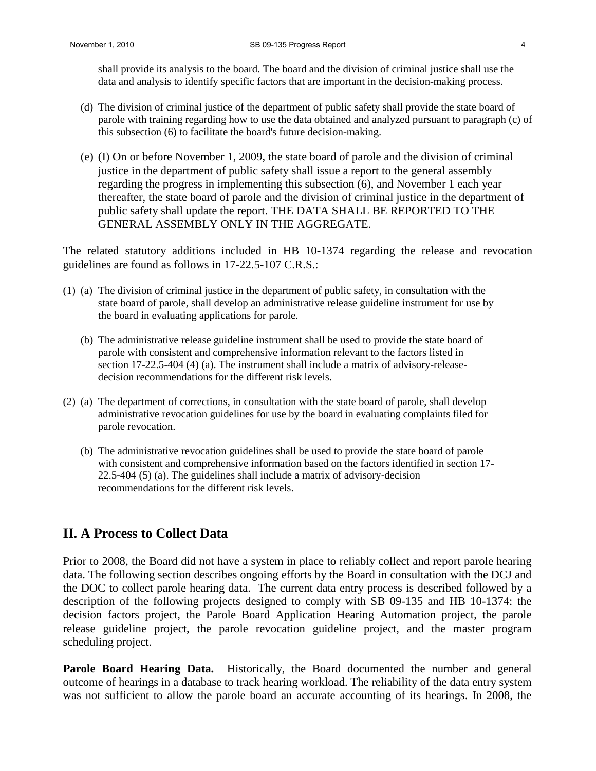shall provide its analysis to the board. The board and the division of criminal justice shall use the data and analysis to identify specific factors that are important in the decision-making process.

(d) The division of criminal justice of the department of public safety shall provide the state board of parole with training regarding how to use the data obtained and analyzed pursuant to paragraph (c) of this subsection (6) to facilitate the board's future decision-making.

(e) (I) On or before November 1, 2009, the state board of parole and the division of criminal justice in the department of public safety shall issue a report to the general assembly regarding the progress in implementing this subsection (6), and November 1 each year thereafter, the state board of parole and the division of criminal justice in the department of public safety shall update the report. THE DATA SHALL BE REPORTED TO THE GENERAL ASSEMBLY ONLY IN THE AGGREGATE.

The related statutory additions included in HB 10-1374 regarding the release and revocation guidelines are found as follows in 17-22.5-107 C.R.S.:

(1) (a) The division of criminal justice in the department of public safety, in consultation with the state board of parole, shall develop an administrative release guideline instrument for use by the board in evaluating applications for parole.

(b) The administrative release guideline instrument shall be used to provide the state board of parole with consistent and comprehensive information relevant to the factors listed in section 17-22.5-404 (4) (a). The instrument shall include a matrix of advisory-release-decision recommendations for the different risk levels.

(2) (a) The department of corrections, in consultation with the state board of parole, shall develop administrative revocation guidelines for use by the board in evaluating complaints filed for parole revocation.

(b) The administrative revocation guidelines shall be used to provide the state board of parole with consistent and comprehensive information based on the factors identified in section 17-22.5-404 (5) (a). The guidelines shall include a matrix of advisory-decision recommendations for the different risk levels.

## II. A Process to Collect Data

Prior to 2008, the Board did not have a system in place to reliably collect and report parole hearing data. The following section describes ongoing efforts by the Board in consultation with the DCJ and the DOC to collect parole hearing data. The current data entry process is described followed by a description of the following projects designed to comply with SB 09-135 and HB 10-1374: the decision factors project, the Parole Board Application Hearing Automation project, the parole release guideline project, the parole revocation guideline project, and the master program scheduling project.

**Parole Board Hearing Data.** Historically, the Board documented the number and general outcome of hearings in a database to track hearing workload. The reliability of the data entry system was not sufficient to allow the parole board an accurate accounting of its hearings. In 2008, the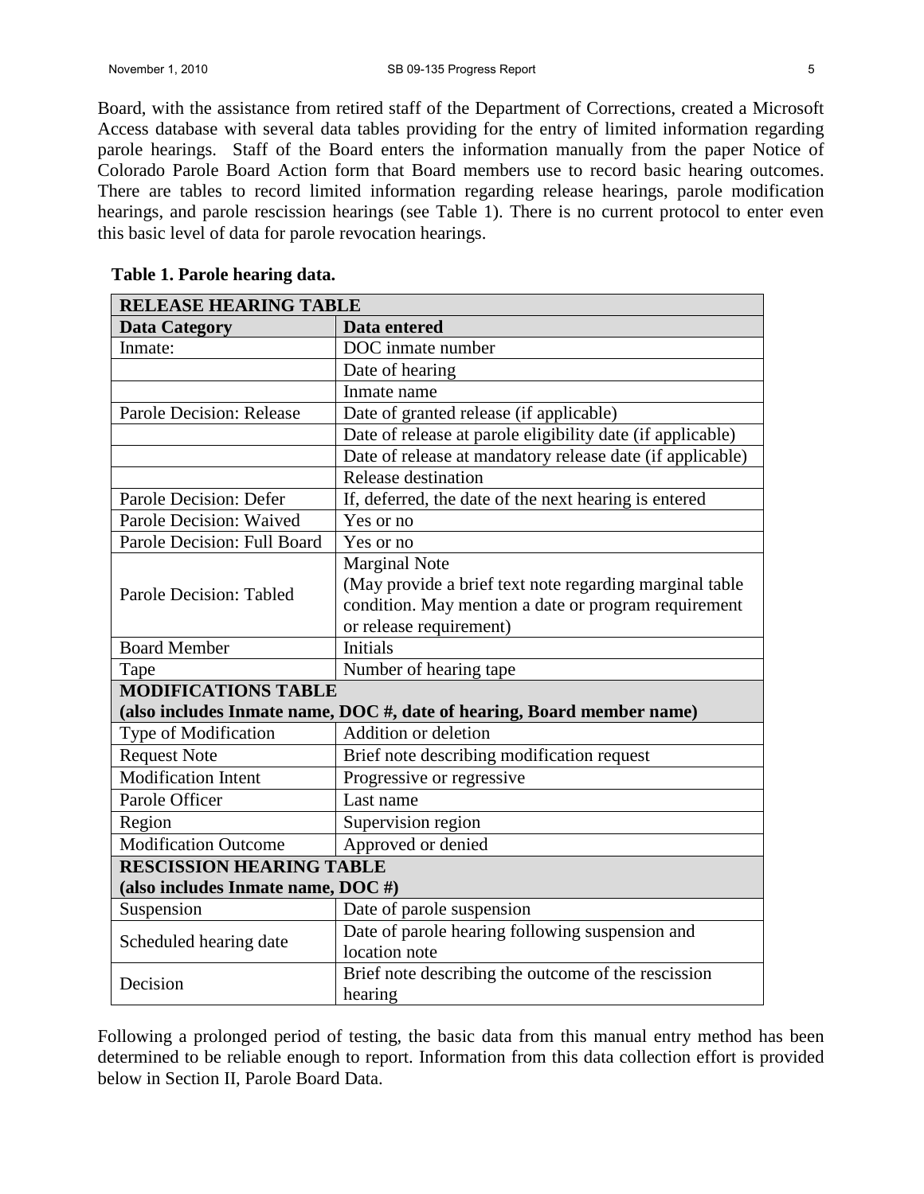Board, with the assistance from retired staff of the Department of Corrections, created a Microsoft Access database with several data tables providing for the entry of limited information regarding parole hearings. Staff of the Board enters the information manually from the paper Notice of Colorado Parole Board Action form that Board members use to record basic hearing outcomes. There are tables to record limited information regarding release hearings, parole modification hearings, and parole rescission hearings (see Table 1). There is no current protocol to enter even this basic level of data for parole revocation hearings.

**Table 1. Parole hearing data.**

| **RELEASE HEARING TABLE** | |
|---|---|
| **Data Category** | **Data entered** |
| Inmate: | DOC inmate number |
| | Date of hearing |
| | Inmate name |
| Parole Decision: Release | Date of granted release (if applicable) |
| | Date of release at parole eligibility date (if applicable) |
| | Date of release at mandatory release date (if applicable) |
| | Release destination |
| Parole Decision: Defer | If, deferred, the date of the next hearing is entered |
| Parole Decision: Waived | Yes or no |
| Parole Decision: Full Board | Yes or no |
| Parole Decision: Tabled | Marginal Note (May provide a brief text note regarding marginal table condition. May mention a date or program requirement or release requirement) |
| Board Member | Initials |
| Tape | Number of hearing tape |
| **MODIFICATIONS TABLE (also includes Inmate name, DOC #, date of hearing, Board member name)** | |
| Type of Modification | Addition or deletion |
| Request Note | Brief note describing modification request |
| Modification Intent | Progressive or regressive |
| Parole Officer | Last name |
| Region | Supervision region |
| Modification Outcome | Approved or denied |
| **RESCISSION HEARING TABLE (also includes Inmate name, DOC #)** | |
| Suspension | Date of parole suspension |
| Scheduled hearing date | Date of parole hearing following suspension and location note |
| Decision | Brief note describing the outcome of the rescission hearing |

Following a prolonged period of testing, the basic data from this manual entry method has been determined to be reliable enough to report. Information from this data collection effort is provided below in Section II, Parole Board Data.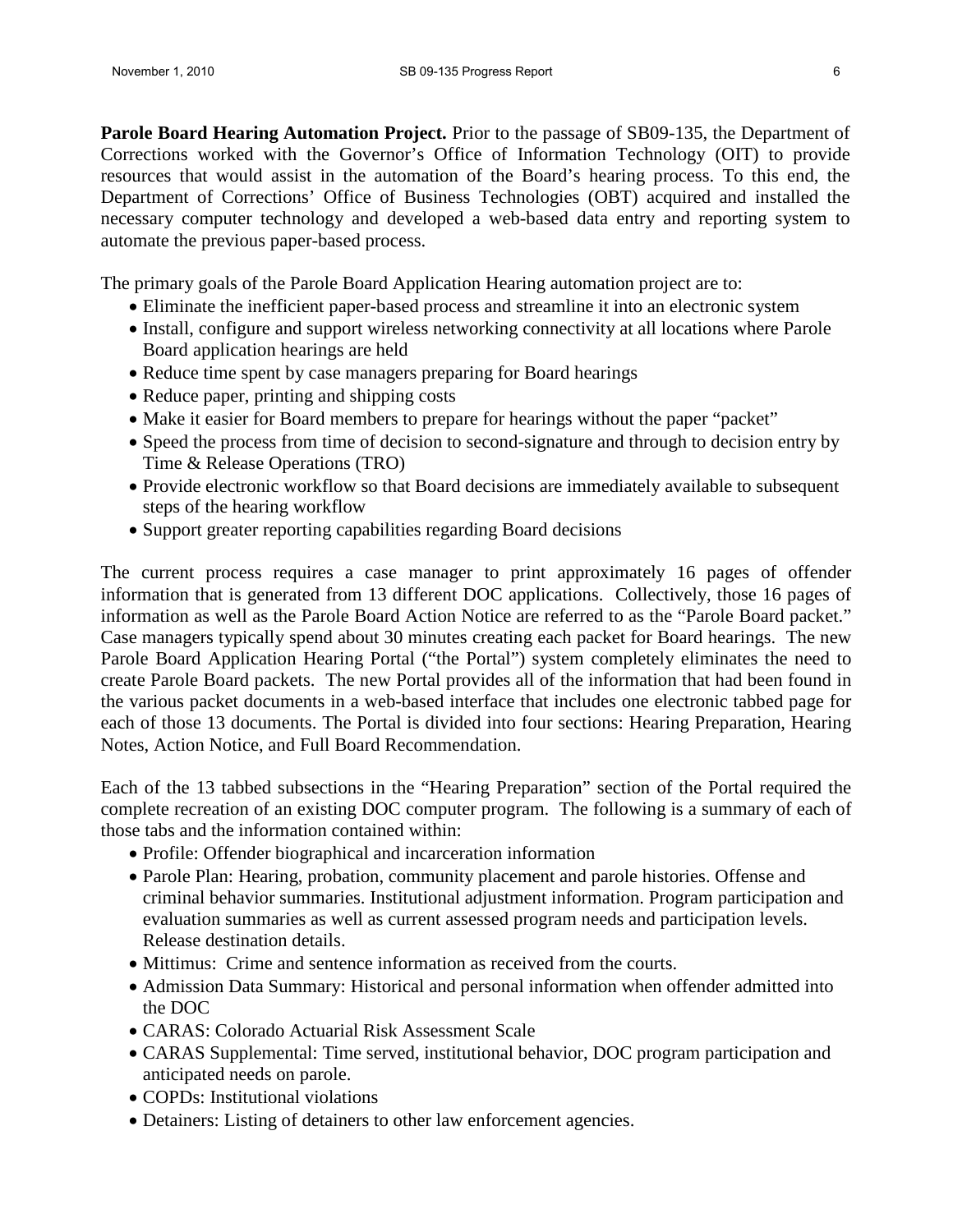**Parole Board Hearing Automation Project.** Prior to the passage of SB09-135, the Department of Corrections worked with the Governor's Office of Information Technology (OIT) to provide resources that would assist in the automation of the Board's hearing process. To this end, the Department of Corrections' Office of Business Technologies (OBT) acquired and installed the necessary computer technology and developed a web-based data entry and reporting system to automate the previous paper-based process.

The primary goals of the Parole Board Application Hearing automation project are to:

- Eliminate the inefficient paper-based process and streamline it into an electronic system
- Install, configure and support wireless networking connectivity at all locations where Parole Board application hearings are held
- Reduce time spent by case managers preparing for Board hearings
- Reduce paper, printing and shipping costs
- Make it easier for Board members to prepare for hearings without the paper "packet"
- Speed the process from time of decision to second-signature and through to decision entry by Time & Release Operations (TRO)
- Provide electronic workflow so that Board decisions are immediately available to subsequent steps of the hearing workflow
- Support greater reporting capabilities regarding Board decisions

The current process requires a case manager to print approximately 16 pages of offender information that is generated from 13 different DOC applications. Collectively, those 16 pages of information as well as the Parole Board Action Notice are referred to as the "Parole Board packet." Case managers typically spend about 30 minutes creating each packet for Board hearings. The new Parole Board Application Hearing Portal ("the Portal") system completely eliminates the need to create Parole Board packets. The new Portal provides all of the information that had been found in the various packet documents in a web-based interface that includes one electronic tabbed page for each of those 13 documents. The Portal is divided into four sections: Hearing Preparation, Hearing Notes, Action Notice, and Full Board Recommendation.

Each of the 13 tabbed subsections in the "Hearing Preparation" section of the Portal required the complete recreation of an existing DOC computer program. The following is a summary of each of those tabs and the information contained within:

- Profile: Offender biographical and incarceration information
- Parole Plan: Hearing, probation, community placement and parole histories. Offense and criminal behavior summaries. Institutional adjustment information. Program participation and evaluation summaries as well as current assessed program needs and participation levels. Release destination details.
- Mittimus: Crime and sentence information as received from the courts.
- Admission Data Summary: Historical and personal information when offender admitted into the DOC
- CARAS: Colorado Actuarial Risk Assessment Scale
- CARAS Supplemental: Time served, institutional behavior, DOC program participation and anticipated needs on parole.
- COPDs: Institutional violations
- Detainers: Listing of detainers to other law enforcement agencies.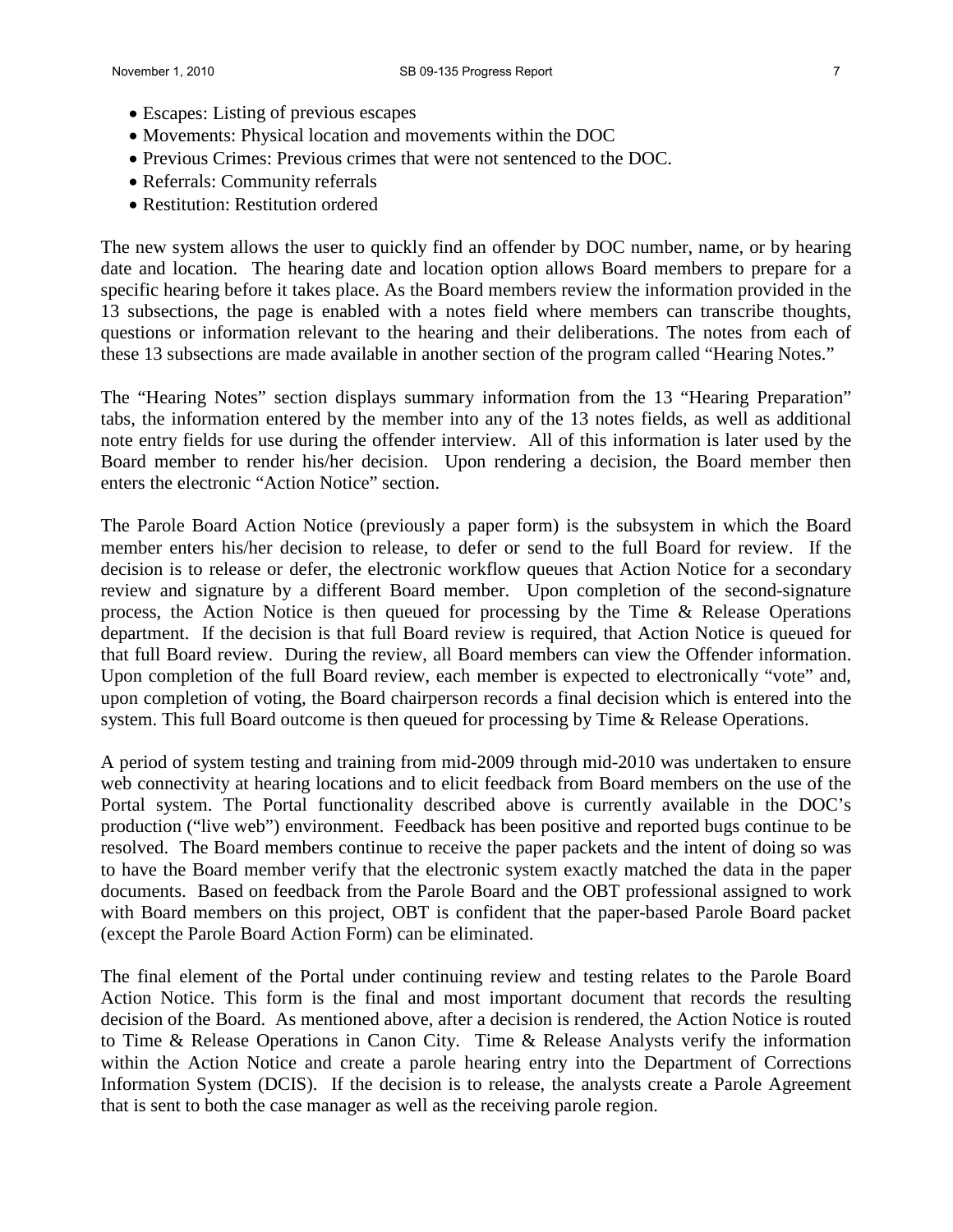- Escapes: Listing of previous escapes
- Movements: Physical location and movements within the DOC
- Previous Crimes: Previous crimes that were not sentenced to the DOC.
- Referrals: Community referrals
- Restitution: Restitution ordered

The new system allows the user to quickly find an offender by DOC number, name, or by hearing date and location. The hearing date and location option allows Board members to prepare for a specific hearing before it takes place. As the Board members review the information provided in the 13 subsections, the page is enabled with a notes field where members can transcribe thoughts, questions or information relevant to the hearing and their deliberations. The notes from each of these 13 subsections are made available in another section of the program called "Hearing Notes."

The "Hearing Notes" section displays summary information from the 13 "Hearing Preparation" tabs, the information entered by the member into any of the 13 notes fields, as well as additional note entry fields for use during the offender interview. All of this information is later used by the Board member to render his/her decision. Upon rendering a decision, the Board member then enters the electronic "Action Notice" section.

The Parole Board Action Notice (previously a paper form) is the subsystem in which the Board member enters his/her decision to release, to defer or send to the full Board for review. If the decision is to release or defer, the electronic workflow queues that Action Notice for a secondary review and signature by a different Board member. Upon completion of the second-signature process, the Action Notice is then queued for processing by the Time & Release Operations department. If the decision is that full Board review is required, that Action Notice is queued for that full Board review. During the review, all Board members can view the Offender information. Upon completion of the full Board review, each member is expected to electronically "vote" and, upon completion of voting, the Board chairperson records a final decision which is entered into the system. This full Board outcome is then queued for processing by Time & Release Operations.

A period of system testing and training from mid-2009 through mid-2010 was undertaken to ensure web connectivity at hearing locations and to elicit feedback from Board members on the use of the Portal system. The Portal functionality described above is currently available in the DOC's production ("live web") environment. Feedback has been positive and reported bugs continue to be resolved. The Board members continue to receive the paper packets and the intent of doing so was to have the Board member verify that the electronic system exactly matched the data in the paper documents. Based on feedback from the Parole Board and the OBT professional assigned to work with Board members on this project, OBT is confident that the paper-based Parole Board packet (except the Parole Board Action Form) can be eliminated.

The final element of the Portal under continuing review and testing relates to the Parole Board Action Notice. This form is the final and most important document that records the resulting decision of the Board. As mentioned above, after a decision is rendered, the Action Notice is routed to Time & Release Operations in Canon City. Time & Release Analysts verify the information within the Action Notice and create a parole hearing entry into the Department of Corrections Information System (DCIS). If the decision is to release, the analysts create a Parole Agreement that is sent to both the case manager as well as the receiving parole region.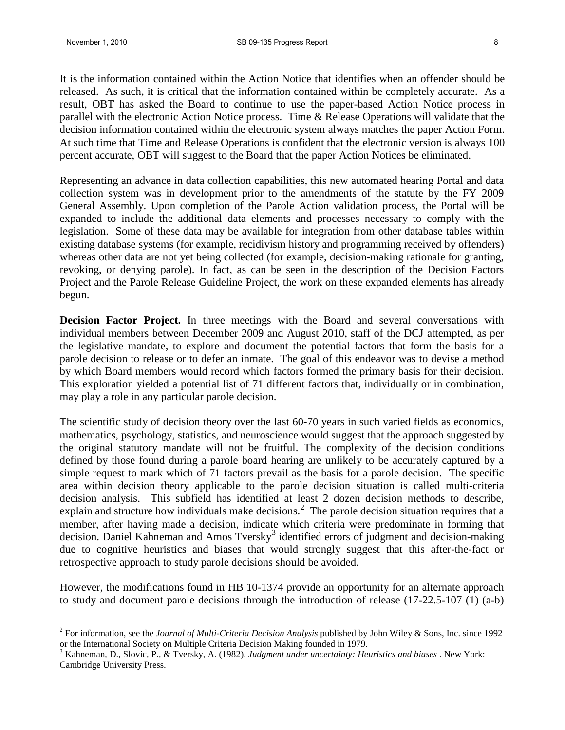It is the information contained within the Action Notice that identifies when an offender should be released. As such, it is critical that the information contained within be completely accurate. As a result, OBT has asked the Board to continue to use the paper-based Action Notice process in parallel with the electronic Action Notice process. Time & Release Operations will validate that the decision information contained within the electronic system always matches the paper Action Form. At such time that Time and Release Operations is confident that the electronic version is always 100 percent accurate, OBT will suggest to the Board that the paper Action Notices be eliminated.

Representing an advance in data collection capabilities, this new automated hearing Portal and data collection system was in development prior to the amendments of the statute by the FY 2009 General Assembly. Upon completion of the Parole Action validation process, the Portal will be expanded to include the additional data elements and processes necessary to comply with the legislation. Some of these data may be available for integration from other database tables within existing database systems (for example, recidivism history and programming received by offenders) whereas other data are not yet being collected (for example, decision-making rationale for granting, revoking, or denying parole). In fact, as can be seen in the description of the Decision Factors Project and the Parole Release Guideline Project, the work on these expanded elements has already begun.

**Decision Factor Project.** In three meetings with the Board and several conversations with individual members between December 2009 and August 2010, staff of the DCJ attempted, as per the legislative mandate, to explore and document the potential factors that form the basis for a parole decision to release or to defer an inmate. The goal of this endeavor was to devise a method by which Board members would record which factors formed the primary basis for their decision. This exploration yielded a potential list of 71 different factors that, individually or in combination, may play a role in any particular parole decision.

The scientific study of decision theory over the last 60-70 years in such varied fields as economics, mathematics, psychology, statistics, and neuroscience would suggest that the approach suggested by the original statutory mandate will not be fruitful. The complexity of the decision conditions defined by those found during a parole board hearing are unlikely to be accurately captured by a simple request to mark which of 71 factors prevail as the basis for a parole decision. The specific area within decision theory applicable to the parole decision situation is called multi-criteria decision analysis. This subfield has identified at least 2 dozen decision methods to describe, explain and structure how individuals make decisions.[2] The parole decision situation requires that a member, after having made a decision, indicate which criteria were predominate in forming that decision. Daniel Kahneman and Amos Tversky[3] identified errors of judgment and decision-making due to cognitive heuristics and biases that would strongly suggest that this after-the-fact or retrospective approach to study parole decisions should be avoided.

However, the modifications found in HB 10-1374 provide an opportunity for an alternate approach to study and document parole decisions through the introduction of release (17-22.5-107 (1) (a-b)

---

[2] For information, see the *Journal of Multi-Criteria Decision Analysis* published by John Wiley & Sons, Inc. since 1992 or the International Society on Multiple Criteria Decision Making founded in 1979.

[3] Kahneman, D., Slovic, P., & Tversky, A. (1982). *Judgment under uncertainty: Heuristics and biases* . New York: Cambridge University Press.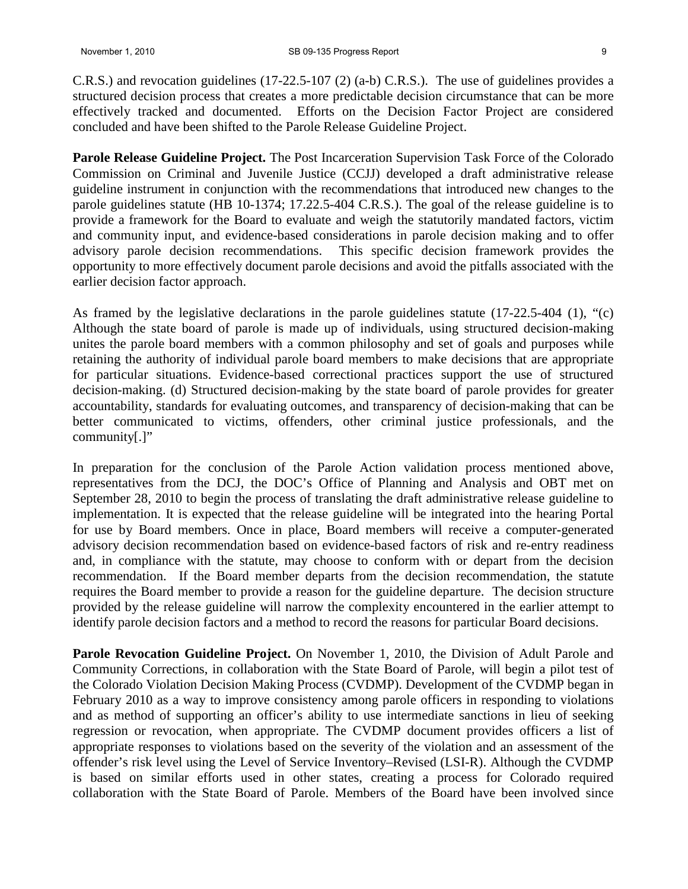C.R.S.) and revocation guidelines (17-22.5-107 (2) (a-b) C.R.S.). The use of guidelines provides a structured decision process that creates a more predictable decision circumstance that can be more effectively tracked and documented. Efforts on the Decision Factor Project are considered concluded and have been shifted to the Parole Release Guideline Project.

**Parole Release Guideline Project.** The Post Incarceration Supervision Task Force of the Colorado Commission on Criminal and Juvenile Justice (CCJJ) developed a draft administrative release guideline instrument in conjunction with the recommendations that introduced new changes to the parole guidelines statute (HB 10-1374; 17.22.5-404 C.R.S.). The goal of the release guideline is to provide a framework for the Board to evaluate and weigh the statutorily mandated factors, victim and community input, and evidence-based considerations in parole decision making and to offer advisory parole decision recommendations. This specific decision framework provides the opportunity to more effectively document parole decisions and avoid the pitfalls associated with the earlier decision factor approach.

As framed by the legislative declarations in the parole guidelines statute (17-22.5-404 (1), "(c) Although the state board of parole is made up of individuals, using structured decision-making unites the parole board members with a common philosophy and set of goals and purposes while retaining the authority of individual parole board members to make decisions that are appropriate for particular situations. Evidence-based correctional practices support the use of structured decision-making. (d) Structured decision-making by the state board of parole provides for greater accountability, standards for evaluating outcomes, and transparency of decision-making that can be better communicated to victims, offenders, other criminal justice professionals, and the community[.]"

In preparation for the conclusion of the Parole Action validation process mentioned above, representatives from the DCJ, the DOC's Office of Planning and Analysis and OBT met on September 28, 2010 to begin the process of translating the draft administrative release guideline to implementation. It is expected that the release guideline will be integrated into the hearing Portal for use by Board members. Once in place, Board members will receive a computer-generated advisory decision recommendation based on evidence-based factors of risk and re-entry readiness and, in compliance with the statute, may choose to conform with or depart from the decision recommendation. If the Board member departs from the decision recommendation, the statute requires the Board member to provide a reason for the guideline departure. The decision structure provided by the release guideline will narrow the complexity encountered in the earlier attempt to identify parole decision factors and a method to record the reasons for particular Board decisions.

**Parole Revocation Guideline Project.** On November 1, 2010, the Division of Adult Parole and Community Corrections, in collaboration with the State Board of Parole, will begin a pilot test of the Colorado Violation Decision Making Process (CVDMP). Development of the CVDMP began in February 2010 as a way to improve consistency among parole officers in responding to violations and as method of supporting an officer's ability to use intermediate sanctions in lieu of seeking regression or revocation, when appropriate. The CVDMP document provides officers a list of appropriate responses to violations based on the severity of the violation and an assessment of the offender's risk level using the Level of Service Inventory–Revised (LSI-R). Although the CVDMP is based on similar efforts used in other states, creating a process for Colorado required collaboration with the State Board of Parole. Members of the Board have been involved since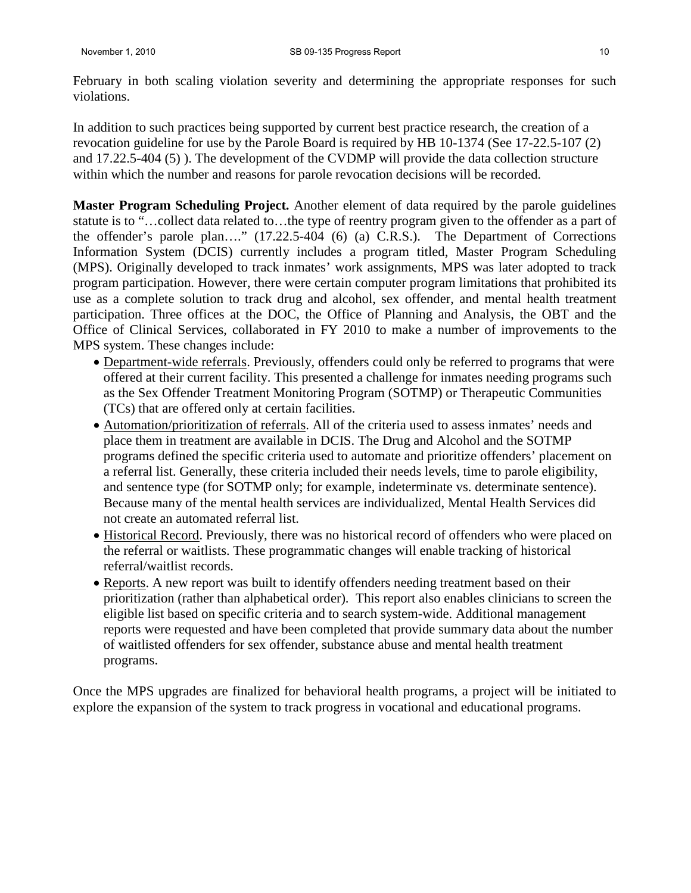February in both scaling violation severity and determining the appropriate responses for such violations.

In addition to such practices being supported by current best practice research, the creation of a revocation guideline for use by the Parole Board is required by HB 10-1374 (See 17-22.5-107 (2) and 17.22.5-404 (5) ). The development of the CVDMP will provide the data collection structure within which the number and reasons for parole revocation decisions will be recorded.

**Master Program Scheduling Project.** Another element of data required by the parole guidelines statute is to "…collect data related to…the type of reentry program given to the offender as a part of the offender's parole plan…." (17.22.5-404 (6) (a) C.R.S.). The Department of Corrections Information System (DCIS) currently includes a program titled, Master Program Scheduling (MPS). Originally developed to track inmates' work assignments, MPS was later adopted to track program participation. However, there were certain computer program limitations that prohibited its use as a complete solution to track drug and alcohol, sex offender, and mental health treatment participation. Three offices at the DOC, the Office of Planning and Analysis, the OBT and the Office of Clinical Services, collaborated in FY 2010 to make a number of improvements to the MPS system. These changes include:

- <u>Department-wide referrals</u>. Previously, offenders could only be referred to programs that were offered at their current facility. This presented a challenge for inmates needing programs such as the Sex Offender Treatment Monitoring Program (SOTMP) or Therapeutic Communities (TCs) that are offered only at certain facilities.
- <u>Automation/prioritization of referrals</u>. All of the criteria used to assess inmates' needs and place them in treatment are available in DCIS. The Drug and Alcohol and the SOTMP programs defined the specific criteria used to automate and prioritize offenders' placement on a referral list. Generally, these criteria included their needs levels, time to parole eligibility, and sentence type (for SOTMP only; for example, indeterminate vs. determinate sentence). Because many of the mental health services are individualized, Mental Health Services did not create an automated referral list.
- <u>Historical Record</u>. Previously, there was no historical record of offenders who were placed on the referral or waitlists. These programmatic changes will enable tracking of historical referral/waitlist records.
- <u>Reports</u>. A new report was built to identify offenders needing treatment based on their prioritization (rather than alphabetical order). This report also enables clinicians to screen the eligible list based on specific criteria and to search system-wide. Additional management reports were requested and have been completed that provide summary data about the number of waitlisted offenders for sex offender, substance abuse and mental health treatment programs.

Once the MPS upgrades are finalized for behavioral health programs, a project will be initiated to explore the expansion of the system to track progress in vocational and educational programs.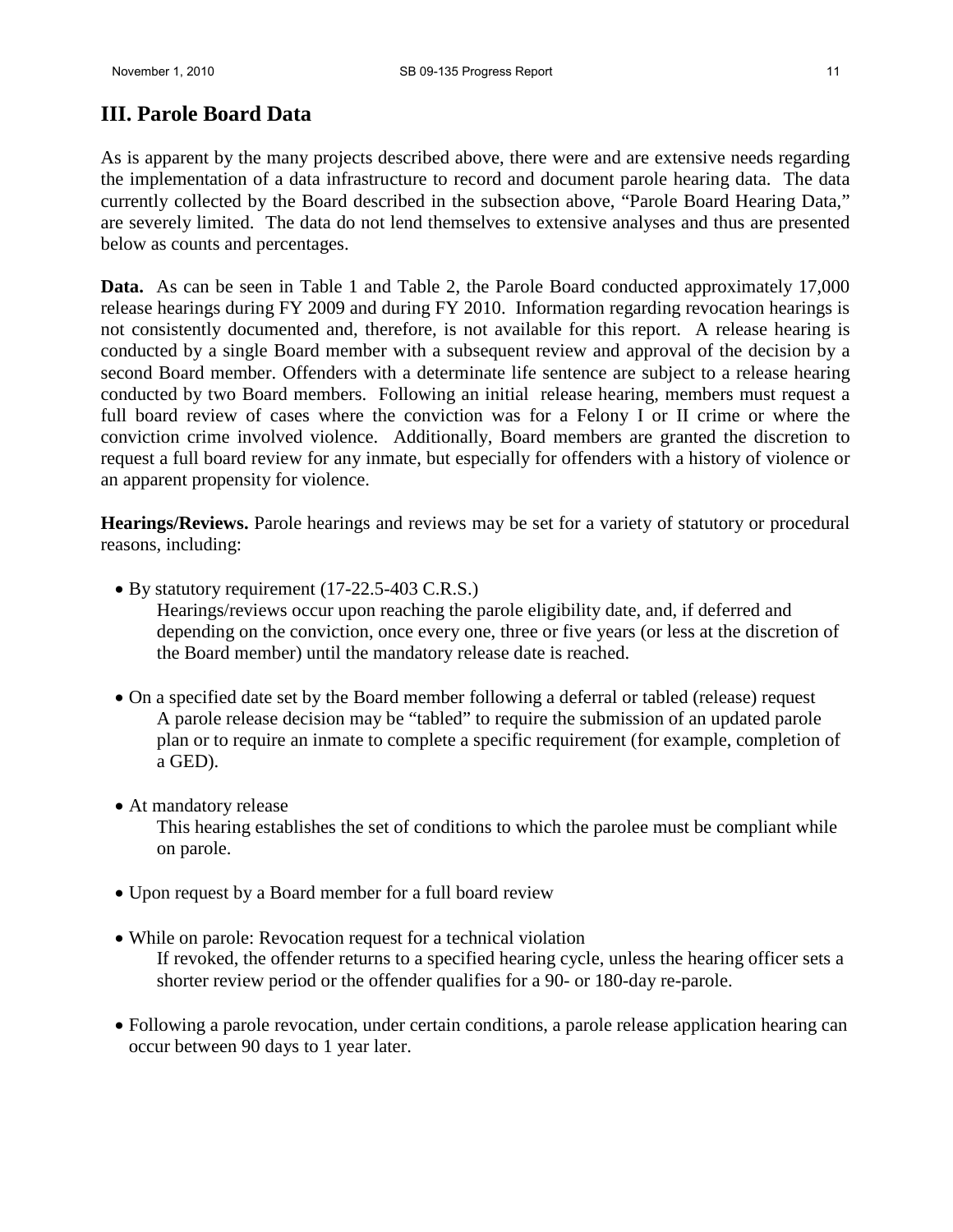## III. Parole Board Data

As is apparent by the many projects described above, there were and are extensive needs regarding the implementation of a data infrastructure to record and document parole hearing data. The data currently collected by the Board described in the subsection above, "Parole Board Hearing Data," are severely limited. The data do not lend themselves to extensive analyses and thus are presented below as counts and percentages.

**Data.** As can be seen in Table 1 and Table 2, the Parole Board conducted approximately 17,000 release hearings during FY 2009 and during FY 2010. Information regarding revocation hearings is not consistently documented and, therefore, is not available for this report. A release hearing is conducted by a single Board member with a subsequent review and approval of the decision by a second Board member. Offenders with a determinate life sentence are subject to a release hearing conducted by two Board members. Following an initial release hearing, members must request a full board review of cases where the conviction was for a Felony I or II crime or where the conviction crime involved violence. Additionally, Board members are granted the discretion to request a full board review for any inmate, but especially for offenders with a history of violence or an apparent propensity for violence.

**Hearings/Reviews.** Parole hearings and reviews may be set for a variety of statutory or procedural reasons, including:

- By statutory requirement (17-22.5-403 C.R.S.)
  Hearings/reviews occur upon reaching the parole eligibility date, and, if deferred and depending on the conviction, once every one, three or five years (or less at the discretion of the Board member) until the mandatory release date is reached.

- On a specified date set by the Board member following a deferral or tabled (release) request
  A parole release decision may be "tabled" to require the submission of an updated parole plan or to require an inmate to complete a specific requirement (for example, completion of a GED).

- At mandatory release
  This hearing establishes the set of conditions to which the parolee must be compliant while on parole.

- Upon request by a Board member for a full board review

- While on parole: Revocation request for a technical violation
  If revoked, the offender returns to a specified hearing cycle, unless the hearing officer sets a shorter review period or the offender qualifies for a 90- or 180-day re-parole.

- Following a parole revocation, under certain conditions, a parole release application hearing can occur between 90 days to 1 year later.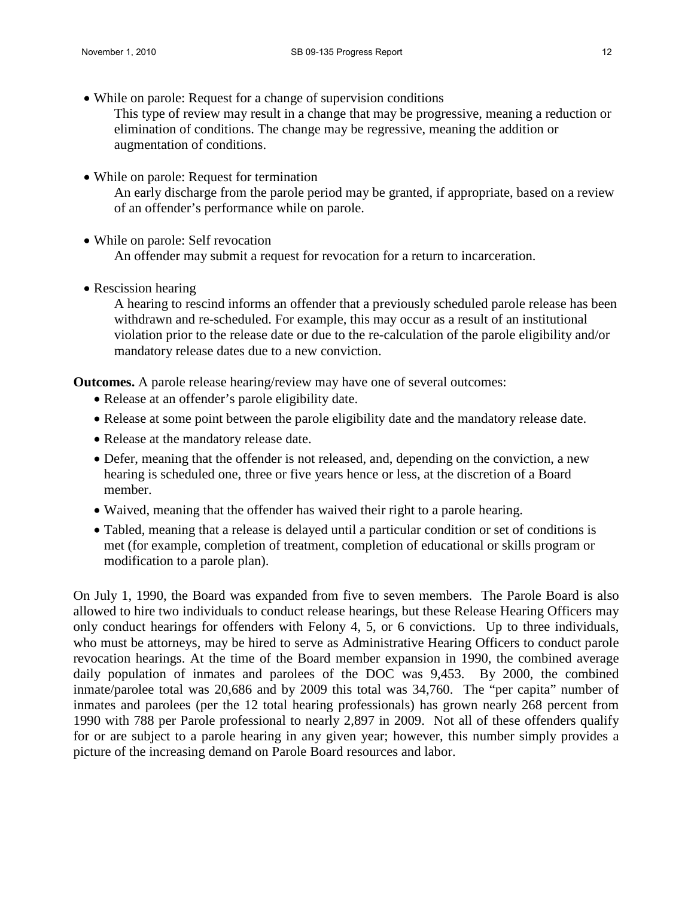- While on parole: Request for a change of supervision conditions

  This type of review may result in a change that may be progressive, meaning a reduction or elimination of conditions. The change may be regressive, meaning the addition or augmentation of conditions.

- While on parole: Request for termination

  An early discharge from the parole period may be granted, if appropriate, based on a review of an offender's performance while on parole.

- While on parole: Self revocation

  An offender may submit a request for revocation for a return to incarceration.

- Rescission hearing

  A hearing to rescind informs an offender that a previously scheduled parole release has been withdrawn and re-scheduled. For example, this may occur as a result of an institutional violation prior to the release date or due to the re-calculation of the parole eligibility and/or mandatory release dates due to a new conviction.

**Outcomes.** A parole release hearing/review may have one of several outcomes:

- Release at an offender's parole eligibility date.
- Release at some point between the parole eligibility date and the mandatory release date.
- Release at the mandatory release date.
- Defer, meaning that the offender is not released, and, depending on the conviction, a new hearing is scheduled one, three or five years hence or less, at the discretion of a Board member.
- Waived, meaning that the offender has waived their right to a parole hearing.
- Tabled, meaning that a release is delayed until a particular condition or set of conditions is met (for example, completion of treatment, completion of educational or skills program or modification to a parole plan).

On July 1, 1990, the Board was expanded from five to seven members. The Parole Board is also allowed to hire two individuals to conduct release hearings, but these Release Hearing Officers may only conduct hearings for offenders with Felony 4, 5, or 6 convictions. Up to three individuals, who must be attorneys, may be hired to serve as Administrative Hearing Officers to conduct parole revocation hearings. At the time of the Board member expansion in 1990, the combined average daily population of inmates and parolees of the DOC was 9,453. By 2000, the combined inmate/parolee total was 20,686 and by 2009 this total was 34,760. The "per capita" number of inmates and parolees (per the 12 total hearing professionals) has grown nearly 268 percent from 1990 with 788 per Parole professional to nearly 2,897 in 2009. Not all of these offenders qualify for or are subject to a parole hearing in any given year; however, this number simply provides a picture of the increasing demand on Parole Board resources and labor.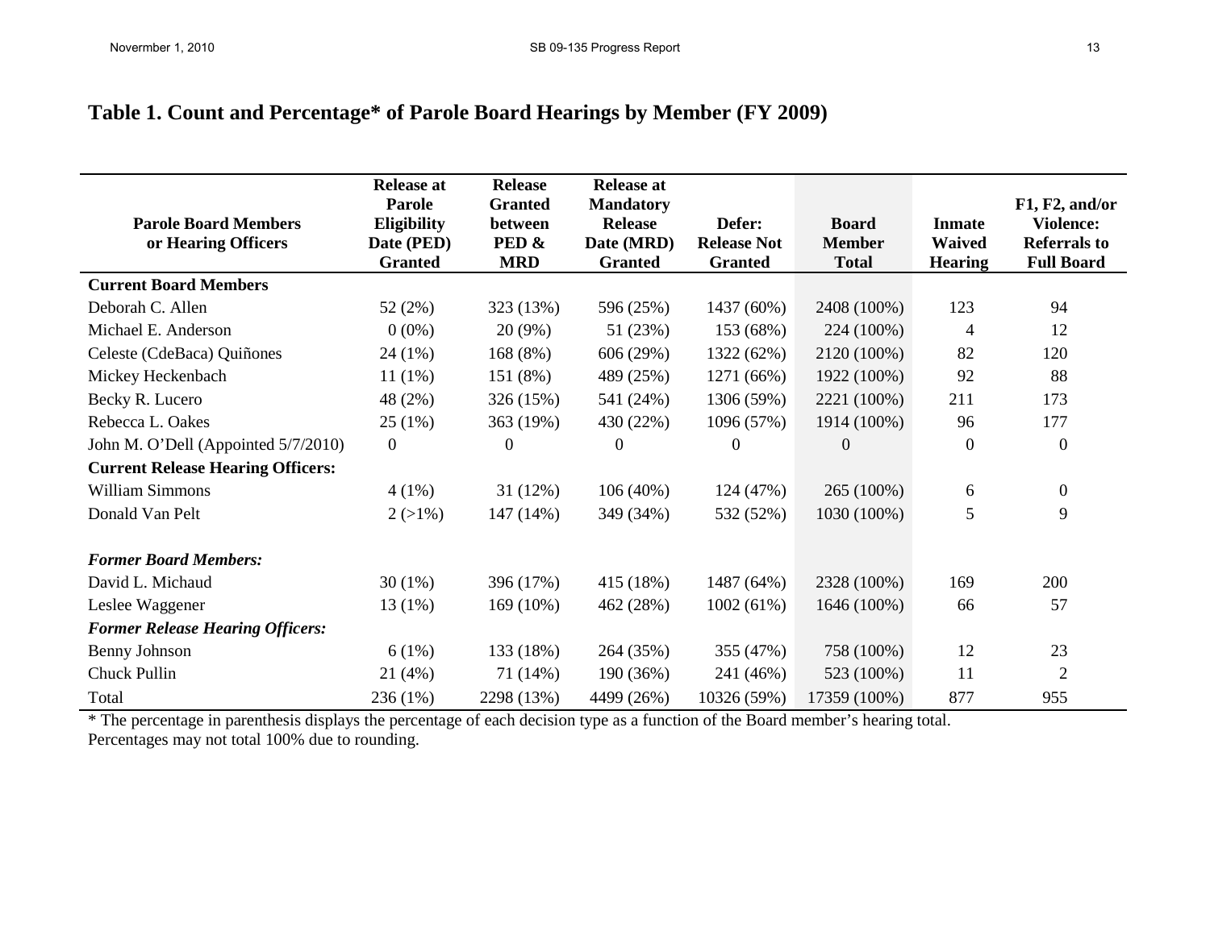## Table 1. Count and Percentage* of Parole Board Hearings by Member (FY 2009)

| Parole Board Members or Hearing Officers | Release at Parole Eligibility Date (PED) Granted | Release Granted between PED & MRD | Release at Mandatory Release Date (MRD) Granted | Defer: Release Not Granted | Board Member Total | Inmate Waived Hearing | F1, F2, and/or Violence: Referrals to Full Board |
|---|---|---|---|---|---|---|---|
| **Current Board Members** | | | | | | | |
| Deborah C. Allen | 52 (2%) | 323 (13%) | 596 (25%) | 1437 (60%) | 2408 (100%) | 123 | 94 |
| Michael E. Anderson | 0 (0%) | 20 (9%) | 51 (23%) | 153 (68%) | 224 (100%) | 4 | 12 |
| Celeste (CdeBaca) Quiñones | 24 (1%) | 168 (8%) | 606 (29%) | 1322 (62%) | 2120 (100%) | 82 | 120 |
| Mickey Heckenbach | 11 (1%) | 151 (8%) | 489 (25%) | 1271 (66%) | 1922 (100%) | 92 | 88 |
| Becky R. Lucero | 48 (2%) | 326 (15%) | 541 (24%) | 1306 (59%) | 2221 (100%) | 211 | 173 |
| Rebecca L. Oakes | 25 (1%) | 363 (19%) | 430 (22%) | 1096 (57%) | 1914 (100%) | 96 | 177 |
| John M. O'Dell (Appointed 5/7/2010) | 0 | 0 | 0 | 0 | 0 | 0 | 0 |
| **Current Release Hearing Officers:** | | | | | | | |
| William Simmons | 4 (1%) | 31 (12%) | 106 (40%) | 124 (47%) | 265 (100%) | 6 | 0 |
| Donald Van Pelt | 2 (>1%) | 147 (14%) | 349 (34%) | 532 (52%) | 1030 (100%) | 5 | 9 |
| ***Former Board Members:*** | | | | | | | |
| David L. Michaud | 30 (1%) | 396 (17%) | 415 (18%) | 1487 (64%) | 2328 (100%) | 169 | 200 |
| Leslee Waggener | 13 (1%) | 169 (10%) | 462 (28%) | 1002 (61%) | 1646 (100%) | 66 | 57 |
| ***Former Release Hearing Officers:*** | | | | | | | |
| Benny Johnson | 6 (1%) | 133 (18%) | 264 (35%) | 355 (47%) | 758 (100%) | 12 | 23 |
| Chuck Pullin | 21 (4%) | 71 (14%) | 190 (36%) | 241 (46%) | 523 (100%) | 11 | 2 |
| Total | 236 (1%) | 2298 (13%) | 4499 (26%) | 10326 (59%) | 17359 (100%) | 877 | 955 |

* The percentage in parenthesis displays the percentage of each decision type as a function of the Board member's hearing total.
Percentages may not total 100% due to rounding.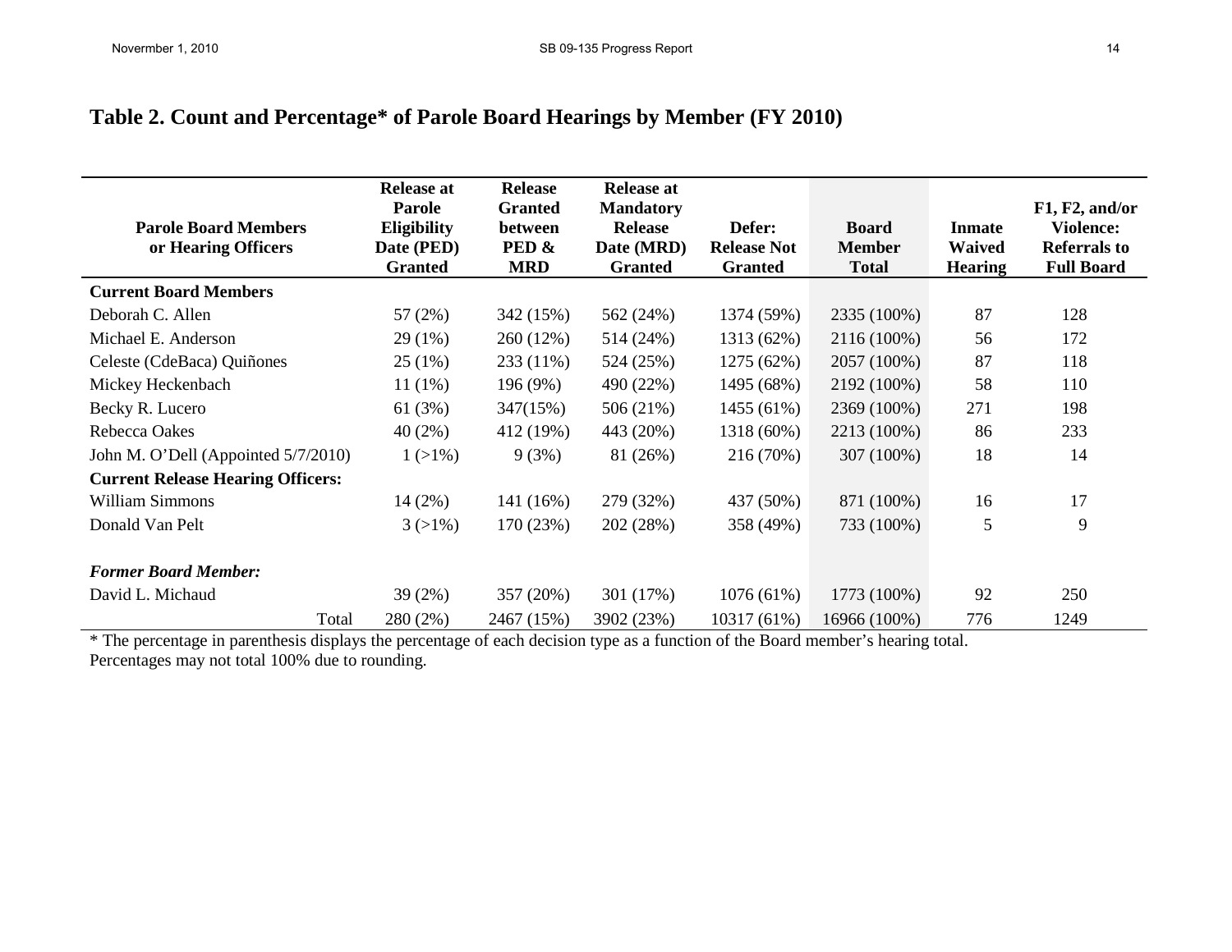## Table 2. Count and Percentage* of Parole Board Hearings by Member (FY 2010)

| Parole Board Members or Hearing Officers | Release at Parole Eligibility Date (PED) Granted | Release Granted between PED & MRD | Release at Mandatory Release Date (MRD) Granted | Defer: Release Not Granted | Board Member Total | Inmate Waived Hearing | F1, F2, and/or Violence: Referrals to Full Board |
|---|---|---|---|---|---|---|---|
| **Current Board Members** | | | | | | | |
| Deborah C. Allen | 57 (2%) | 342 (15%) | 562 (24%) | 1374 (59%) | 2335 (100%) | 87 | 128 |
| Michael E. Anderson | 29 (1%) | 260 (12%) | 514 (24%) | 1313 (62%) | 2116 (100%) | 56 | 172 |
| Celeste (CdeBaca) Quiñones | 25 (1%) | 233 (11%) | 524 (25%) | 1275 (62%) | 2057 (100%) | 87 | 118 |
| Mickey Heckenbach | 11 (1%) | 196 (9%) | 490 (22%) | 1495 (68%) | 2192 (100%) | 58 | 110 |
| Becky R. Lucero | 61 (3%) | 347(15%) | 506 (21%) | 1455 (61%) | 2369 (100%) | 271 | 198 |
| Rebecca Oakes | 40 (2%) | 412 (19%) | 443 (20%) | 1318 (60%) | 2213 (100%) | 86 | 233 |
| John M. O'Dell (Appointed 5/7/2010) | 1 (>1%) | 9 (3%) | 81 (26%) | 216 (70%) | 307 (100%) | 18 | 14 |
| **Current Release Hearing Officers:** | | | | | | | |
| William Simmons | 14 (2%) | 141 (16%) | 279 (32%) | 437 (50%) | 871 (100%) | 16 | 17 |
| Donald Van Pelt | 3 (>1%) | 170 (23%) | 202 (28%) | 358 (49%) | 733 (100%) | 5 | 9 |
| ***Former Board Member:*** | | | | | | | |
| David L. Michaud | 39 (2%) | 357 (20%) | 301 (17%) | 1076 (61%) | 1773 (100%) | 92 | 250 |
| Total | 280 (2%) | 2467 (15%) | 3902 (23%) | 10317 (61%) | 16966 (100%) | 776 | 1249 |

* The percentage in parenthesis displays the percentage of each decision type as a function of the Board member's hearing total.
Percentages may not total 100% due to rounding.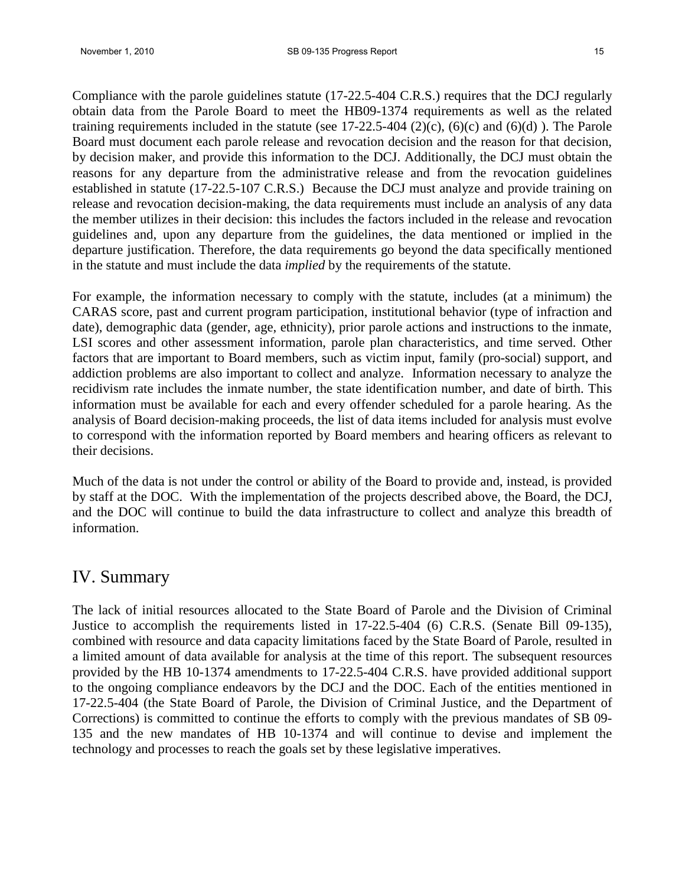Compliance with the parole guidelines statute (17-22.5-404 C.R.S.) requires that the DCJ regularly obtain data from the Parole Board to meet the HB09-1374 requirements as well as the related training requirements included in the statute (see 17-22.5-404 (2)(c), (6)(c) and (6)(d) ). The Parole Board must document each parole release and revocation decision and the reason for that decision, by decision maker, and provide this information to the DCJ. Additionally, the DCJ must obtain the reasons for any departure from the administrative release and from the revocation guidelines established in statute (17-22.5-107 C.R.S.) Because the DCJ must analyze and provide training on release and revocation decision-making, the data requirements must include an analysis of any data the member utilizes in their decision: this includes the factors included in the release and revocation guidelines and, upon any departure from the guidelines, the data mentioned or implied in the departure justification. Therefore, the data requirements go beyond the data specifically mentioned in the statute and must include the data *implied* by the requirements of the statute.

For example, the information necessary to comply with the statute, includes (at a minimum) the CARAS score, past and current program participation, institutional behavior (type of infraction and date), demographic data (gender, age, ethnicity), prior parole actions and instructions to the inmate, LSI scores and other assessment information, parole plan characteristics, and time served. Other factors that are important to Board members, such as victim input, family (pro-social) support, and addiction problems are also important to collect and analyze. Information necessary to analyze the recidivism rate includes the inmate number, the state identification number, and date of birth. This information must be available for each and every offender scheduled for a parole hearing. As the analysis of Board decision-making proceeds, the list of data items included for analysis must evolve to correspond with the information reported by Board members and hearing officers as relevant to their decisions.

Much of the data is not under the control or ability of the Board to provide and, instead, is provided by staff at the DOC. With the implementation of the projects described above, the Board, the DCJ, and the DOC will continue to build the data infrastructure to collect and analyze this breadth of information.

# IV. Summary

The lack of initial resources allocated to the State Board of Parole and the Division of Criminal Justice to accomplish the requirements listed in 17-22.5-404 (6) C.R.S. (Senate Bill 09-135), combined with resource and data capacity limitations faced by the State Board of Parole, resulted in a limited amount of data available for analysis at the time of this report. The subsequent resources provided by the HB 10-1374 amendments to 17-22.5-404 C.R.S. have provided additional support to the ongoing compliance endeavors by the DCJ and the DOC. Each of the entities mentioned in 17-22.5-404 (the State Board of Parole, the Division of Criminal Justice, and the Department of Corrections) is committed to continue the efforts to comply with the previous mandates of SB 09-135 and the new mandates of HB 10-1374 and will continue to devise and implement the technology and processes to reach the goals set by these legislative imperatives.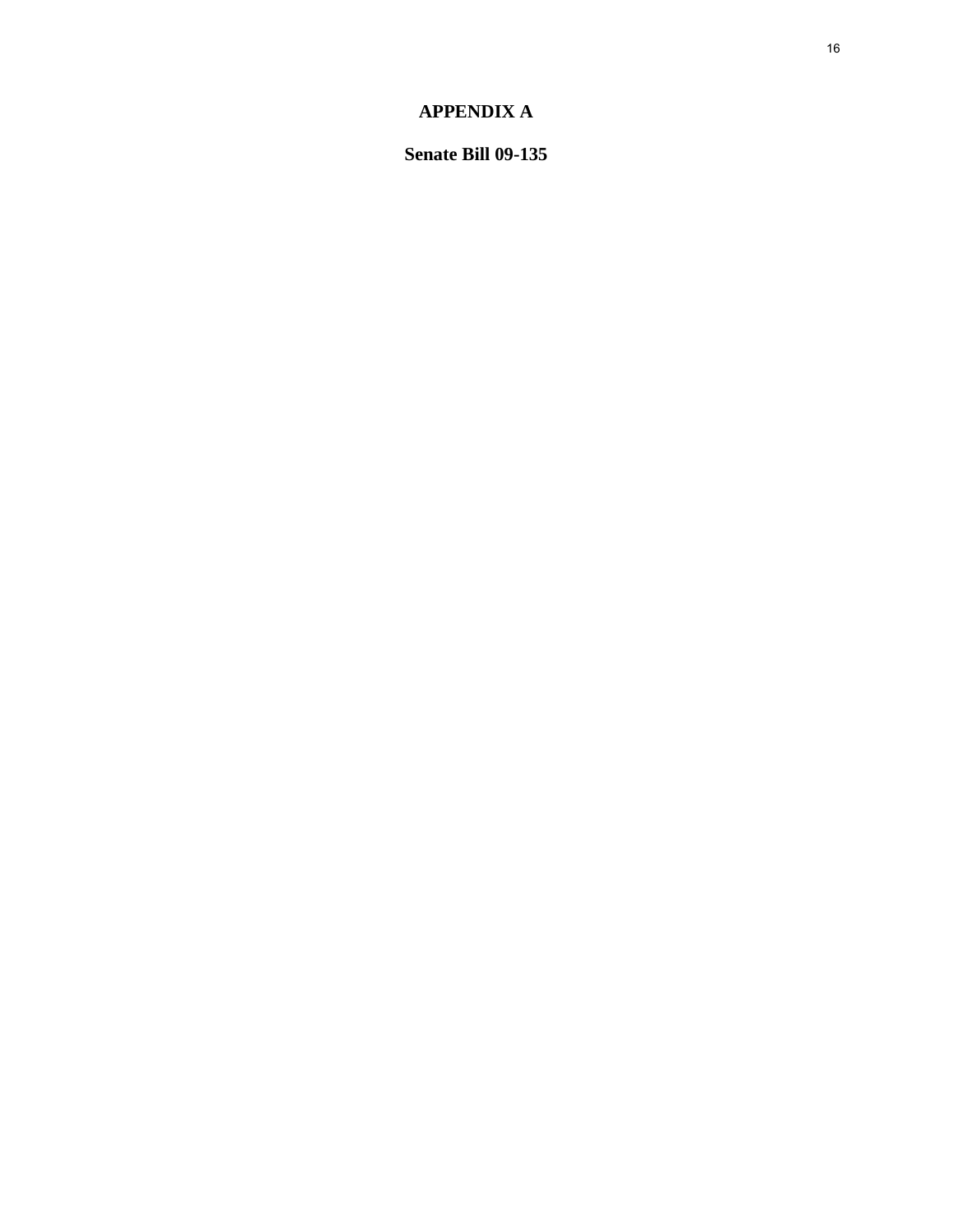# APPENDIX A

## Senate Bill 09-135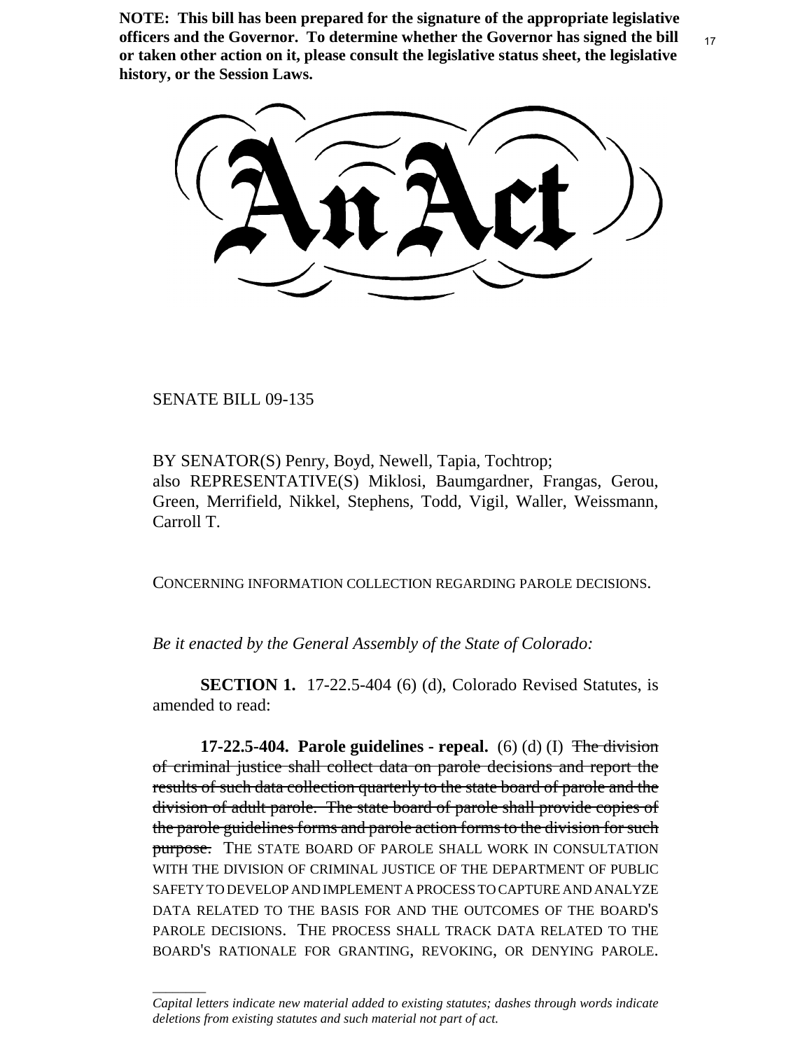**NOTE: This bill has been prepared for the signature of the appropriate legislative officers and the Governor. To determine whether the Governor has signed the bill or taken other action on it, please consult the legislative status sheet, the legislative history, or the Session Laws.**

# An Act

SENATE BILL 09-135

BY SENATOR(S) Penry, Boyd, Newell, Tapia, Tochtrop;
also REPRESENTATIVE(S) Miklosi, Baumgardner, Frangas, Gerou, Green, Merrifield, Nikkel, Stephens, Todd, Vigil, Waller, Weissmann, Carroll T.

CONCERNING INFORMATION COLLECTION REGARDING PAROLE DECISIONS.

*Be it enacted by the General Assembly of the State of Colorado:*

**SECTION 1.** 17-22.5-404 (6) (d), Colorado Revised Statutes, is amended to read:

**17-22.5-404. Parole guidelines - repeal.** (6) (d) (I) ~~The division of criminal justice shall collect data on parole decisions and report the results of such data collection quarterly to the state board of parole and the division of adult parole. The state board of parole shall provide copies of the parole guidelines forms and parole action forms to the division for such purpose.~~ THE STATE BOARD OF PAROLE SHALL WORK IN CONSULTATION WITH THE DIVISION OF CRIMINAL JUSTICE OF THE DEPARTMENT OF PUBLIC SAFETY TO DEVELOP AND IMPLEMENT A PROCESS TO CAPTURE AND ANALYZE DATA RELATED TO THE BASIS FOR AND THE OUTCOMES OF THE BOARD'S PAROLE DECISIONS. THE PROCESS SHALL TRACK DATA RELATED TO THE BOARD'S RATIONALE FOR GRANTING, REVOKING, OR DENYING PAROLE.

---

*Capital letters indicate new material added to existing statutes; dashes through words indicate deletions from existing statutes and such material not part of act.*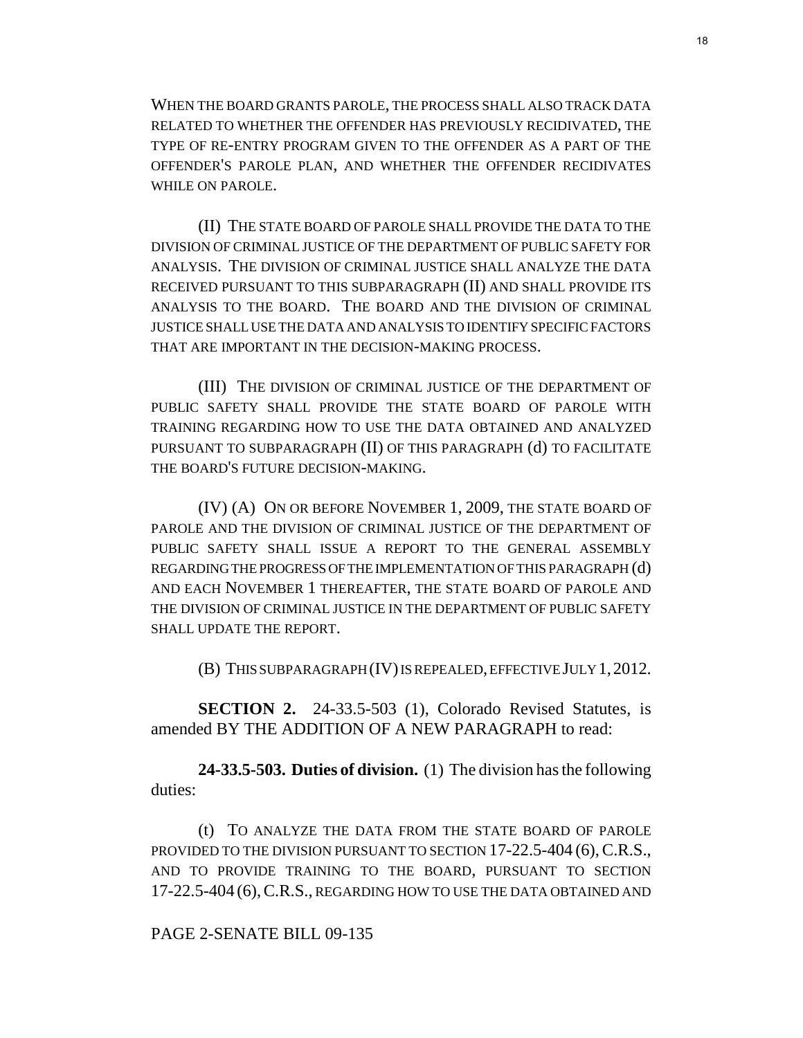WHEN THE BOARD GRANTS PAROLE, THE PROCESS SHALL ALSO TRACK DATA RELATED TO WHETHER THE OFFENDER HAS PREVIOUSLY RECIDIVATED, THE TYPE OF RE-ENTRY PROGRAM GIVEN TO THE OFFENDER AS A PART OF THE OFFENDER'S PAROLE PLAN, AND WHETHER THE OFFENDER RECIDIVATES WHILE ON PAROLE.

(II) THE STATE BOARD OF PAROLE SHALL PROVIDE THE DATA TO THE DIVISION OF CRIMINAL JUSTICE OF THE DEPARTMENT OF PUBLIC SAFETY FOR ANALYSIS. THE DIVISION OF CRIMINAL JUSTICE SHALL ANALYZE THE DATA RECEIVED PURSUANT TO THIS SUBPARAGRAPH (II) AND SHALL PROVIDE ITS ANALYSIS TO THE BOARD. THE BOARD AND THE DIVISION OF CRIMINAL JUSTICE SHALL USE THE DATA AND ANALYSIS TO IDENTIFY SPECIFIC FACTORS THAT ARE IMPORTANT IN THE DECISION-MAKING PROCESS.

(III) THE DIVISION OF CRIMINAL JUSTICE OF THE DEPARTMENT OF PUBLIC SAFETY SHALL PROVIDE THE STATE BOARD OF PAROLE WITH TRAINING REGARDING HOW TO USE THE DATA OBTAINED AND ANALYZED PURSUANT TO SUBPARAGRAPH (II) OF THIS PARAGRAPH (d) TO FACILITATE THE BOARD'S FUTURE DECISION-MAKING.

(IV) (A) ON OR BEFORE NOVEMBER 1, 2009, THE STATE BOARD OF PAROLE AND THE DIVISION OF CRIMINAL JUSTICE OF THE DEPARTMENT OF PUBLIC SAFETY SHALL ISSUE A REPORT TO THE GENERAL ASSEMBLY REGARDING THE PROGRESS OF THE IMPLEMENTATION OF THIS PARAGRAPH (d) AND EACH NOVEMBER 1 THEREAFTER, THE STATE BOARD OF PAROLE AND THE DIVISION OF CRIMINAL JUSTICE IN THE DEPARTMENT OF PUBLIC SAFETY SHALL UPDATE THE REPORT.

(B) THIS SUBPARAGRAPH (IV) IS REPEALED, EFFECTIVE JULY 1, 2012.

**SECTION 2.** 24-33.5-503 (1), Colorado Revised Statutes, is amended BY THE ADDITION OF A NEW PARAGRAPH to read:

**24-33.5-503. Duties of division.** (1) The division has the following duties:

(t) TO ANALYZE THE DATA FROM THE STATE BOARD OF PAROLE PROVIDED TO THE DIVISION PURSUANT TO SECTION 17-22.5-404 (6), C.R.S., AND TO PROVIDE TRAINING TO THE BOARD, PURSUANT TO SECTION 17-22.5-404 (6), C.R.S., REGARDING HOW TO USE THE DATA OBTAINED AND

PAGE 2-SENATE BILL 09-135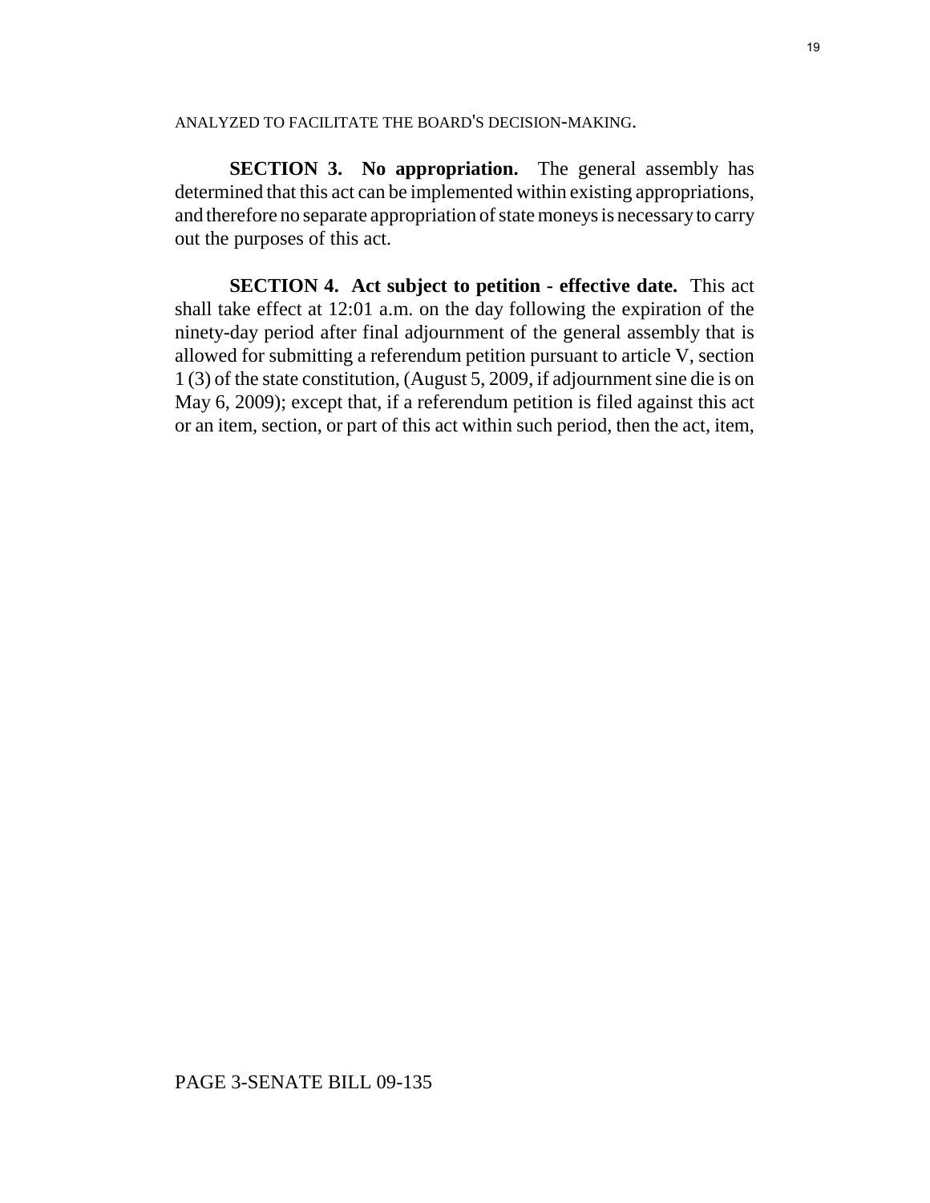ANALYZED TO FACILITATE THE BOARD'S DECISION-MAKING.

**SECTION 3. No appropriation.** The general assembly has determined that this act can be implemented within existing appropriations, and therefore no separate appropriation of state moneys is necessary to carry out the purposes of this act.

**SECTION 4. Act subject to petition - effective date.** This act shall take effect at 12:01 a.m. on the day following the expiration of the ninety-day period after final adjournment of the general assembly that is allowed for submitting a referendum petition pursuant to article V, section 1 (3) of the state constitution, (August 5, 2009, if adjournment sine die is on May 6, 2009); except that, if a referendum petition is filed against this act or an item, section, or part of this act within such period, then the act, item,

PAGE 3-SENATE BILL 09-135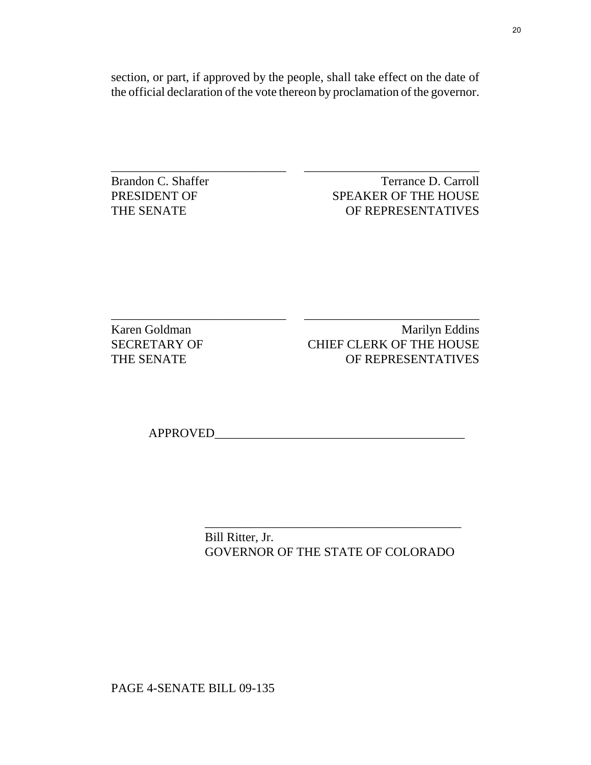section, or part, if approved by the people, shall take effect on the date of the official declaration of the vote thereon by proclamation of the governor.

| ____________________________ | ____________________________ |
|---|---|
| Brandon C. Shaffer<br>PRESIDENT OF<br>THE SENATE | Terrance D. Carroll<br>SPEAKER OF THE HOUSE<br>OF REPRESENTATIVES |

| ____________________________ | ____________________________ |
|---|---|
| Karen Goldman<br>SECRETARY OF<br>THE SENATE | Marilyn Eddins<br>CHIEF CLERK OF THE HOUSE<br>OF REPRESENTATIVES |

APPROVED________________________________________

_________________________________________

Bill Ritter, Jr.
GOVERNOR OF THE STATE OF COLORADO

PAGE 4-SENATE BILL 09-135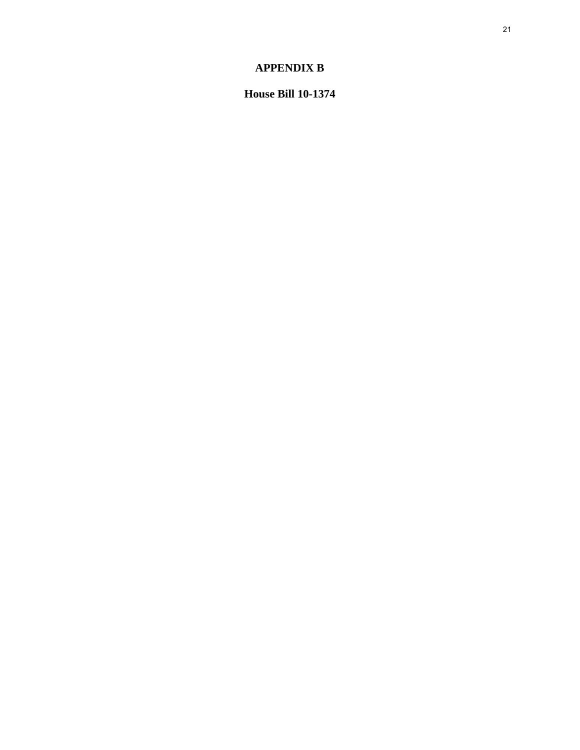# APPENDIX B

## House Bill 10-1374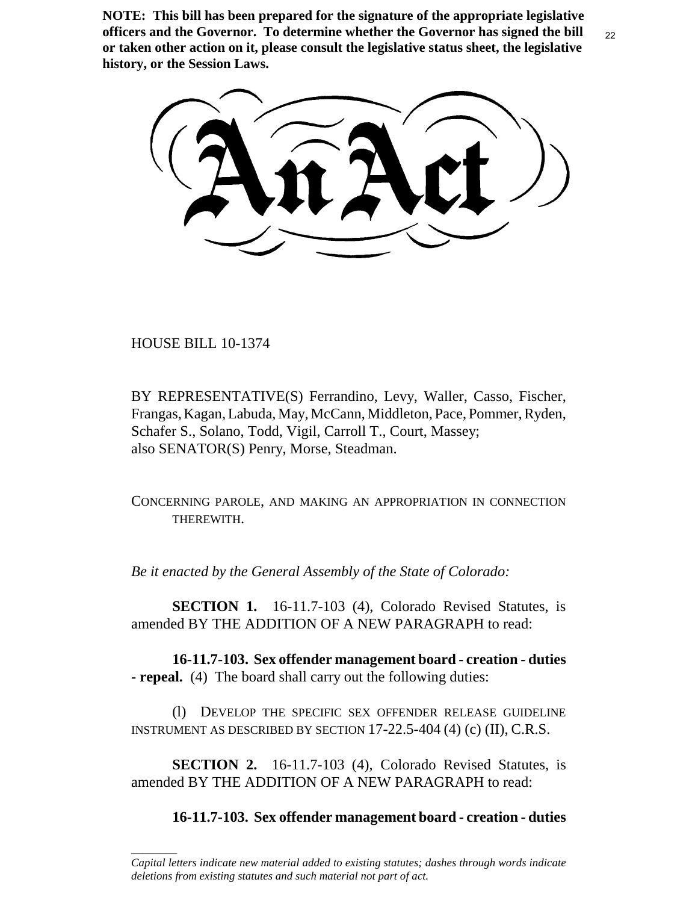**NOTE: This bill has been prepared for the signature of the appropriate legislative officers and the Governor. To determine whether the Governor has signed the bill or taken other action on it, please consult the legislative status sheet, the legislative history, or the Session Laws.**

# An Act

HOUSE BILL 10-1374

BY REPRESENTATIVE(S) Ferrandino, Levy, Waller, Casso, Fischer, Frangas, Kagan, Labuda, May, McCann, Middleton, Pace, Pommer, Ryden, Schafer S., Solano, Todd, Vigil, Carroll T., Court, Massey;
also SENATOR(S) Penry, Morse, Steadman.

CONCERNING PAROLE, AND MAKING AN APPROPRIATION IN CONNECTION THEREWITH.

*Be it enacted by the General Assembly of the State of Colorado:*

**SECTION 1.** 16-11.7-103 (4), Colorado Revised Statutes, is amended BY THE ADDITION OF A NEW PARAGRAPH to read:

**16-11.7-103. Sex offender management board - creation - duties - repeal.** (4) The board shall carry out the following duties:

(l) DEVELOP THE SPECIFIC SEX OFFENDER RELEASE GUIDELINE INSTRUMENT AS DESCRIBED BY SECTION 17-22.5-404 (4) (c) (II), C.R.S.

**SECTION 2.** 16-11.7-103 (4), Colorado Revised Statutes, is amended BY THE ADDITION OF A NEW PARAGRAPH to read:

**16-11.7-103. Sex offender management board - creation - duties**

*Capital letters indicate new material added to existing statutes; dashes through words indicate deletions from existing statutes and such material not part of act.*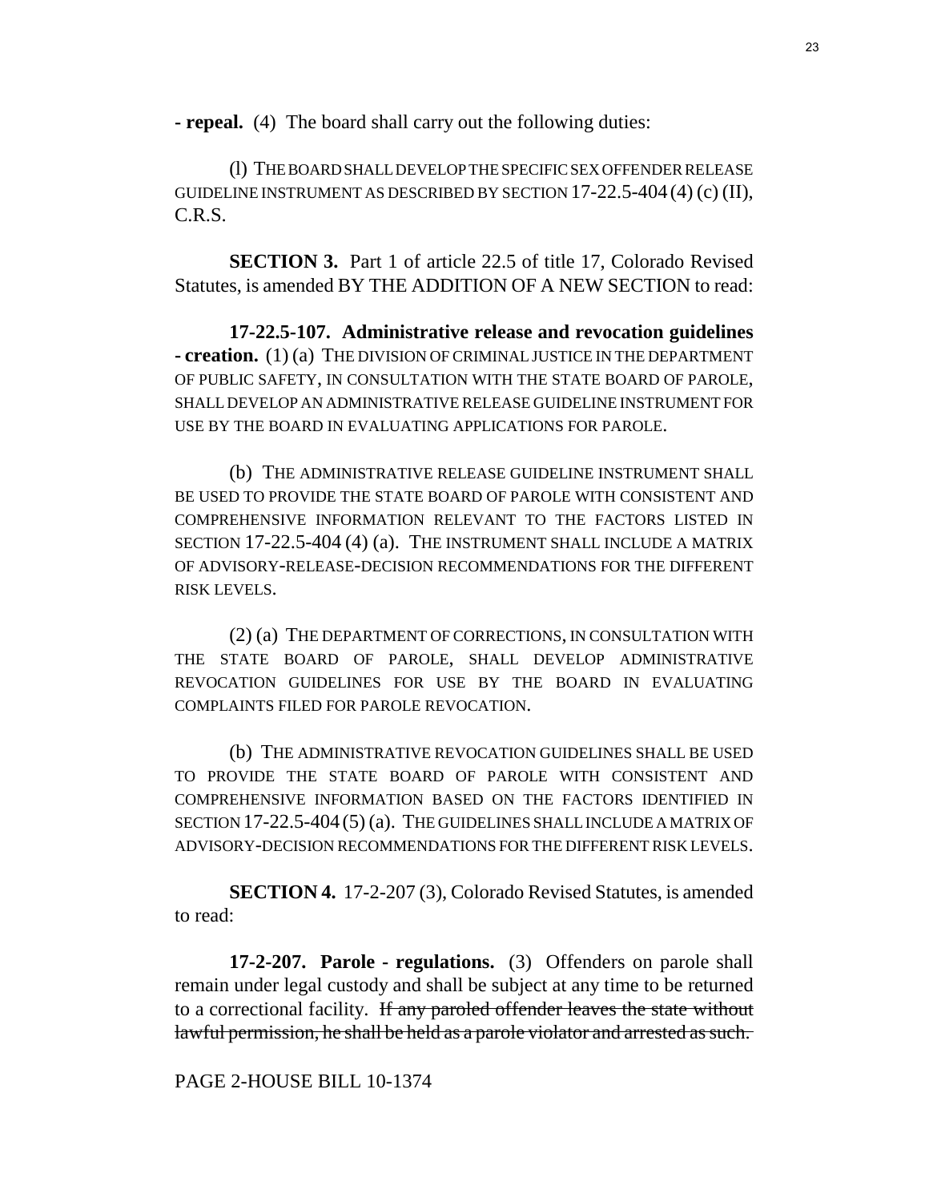**- repeal.** (4) The board shall carry out the following duties:

(l) THE BOARD SHALL DEVELOP THE SPECIFIC SEX OFFENDER RELEASE GUIDELINE INSTRUMENT AS DESCRIBED BY SECTION 17-22.5-404 (4) (c) (II), C.R.S.

**SECTION 3.** Part 1 of article 22.5 of title 17, Colorado Revised Statutes, is amended BY THE ADDITION OF A NEW SECTION to read:

**17-22.5-107. Administrative release and revocation guidelines - creation.** (1) (a) THE DIVISION OF CRIMINAL JUSTICE IN THE DEPARTMENT OF PUBLIC SAFETY, IN CONSULTATION WITH THE STATE BOARD OF PAROLE, SHALL DEVELOP AN ADMINISTRATIVE RELEASE GUIDELINE INSTRUMENT FOR USE BY THE BOARD IN EVALUATING APPLICATIONS FOR PAROLE.

(b) THE ADMINISTRATIVE RELEASE GUIDELINE INSTRUMENT SHALL BE USED TO PROVIDE THE STATE BOARD OF PAROLE WITH CONSISTENT AND COMPREHENSIVE INFORMATION RELEVANT TO THE FACTORS LISTED IN SECTION 17-22.5-404 (4) (a). THE INSTRUMENT SHALL INCLUDE A MATRIX OF ADVISORY-RELEASE-DECISION RECOMMENDATIONS FOR THE DIFFERENT RISK LEVELS.

(2) (a) THE DEPARTMENT OF CORRECTIONS, IN CONSULTATION WITH THE STATE BOARD OF PAROLE, SHALL DEVELOP ADMINISTRATIVE REVOCATION GUIDELINES FOR USE BY THE BOARD IN EVALUATING COMPLAINTS FILED FOR PAROLE REVOCATION.

(b) THE ADMINISTRATIVE REVOCATION GUIDELINES SHALL BE USED TO PROVIDE THE STATE BOARD OF PAROLE WITH CONSISTENT AND COMPREHENSIVE INFORMATION BASED ON THE FACTORS IDENTIFIED IN SECTION 17-22.5-404 (5) (a). THE GUIDELINES SHALL INCLUDE A MATRIX OF ADVISORY-DECISION RECOMMENDATIONS FOR THE DIFFERENT RISK LEVELS.

**SECTION 4.** 17-2-207 (3), Colorado Revised Statutes, is amended to read:

**17-2-207. Parole - regulations.** (3) Offenders on parole shall remain under legal custody and shall be subject at any time to be returned to a correctional facility. ~~If any paroled offender leaves the state without lawful permission, he shall be held as a parole violator and arrested as such.~~

PAGE 2-HOUSE BILL 10-1374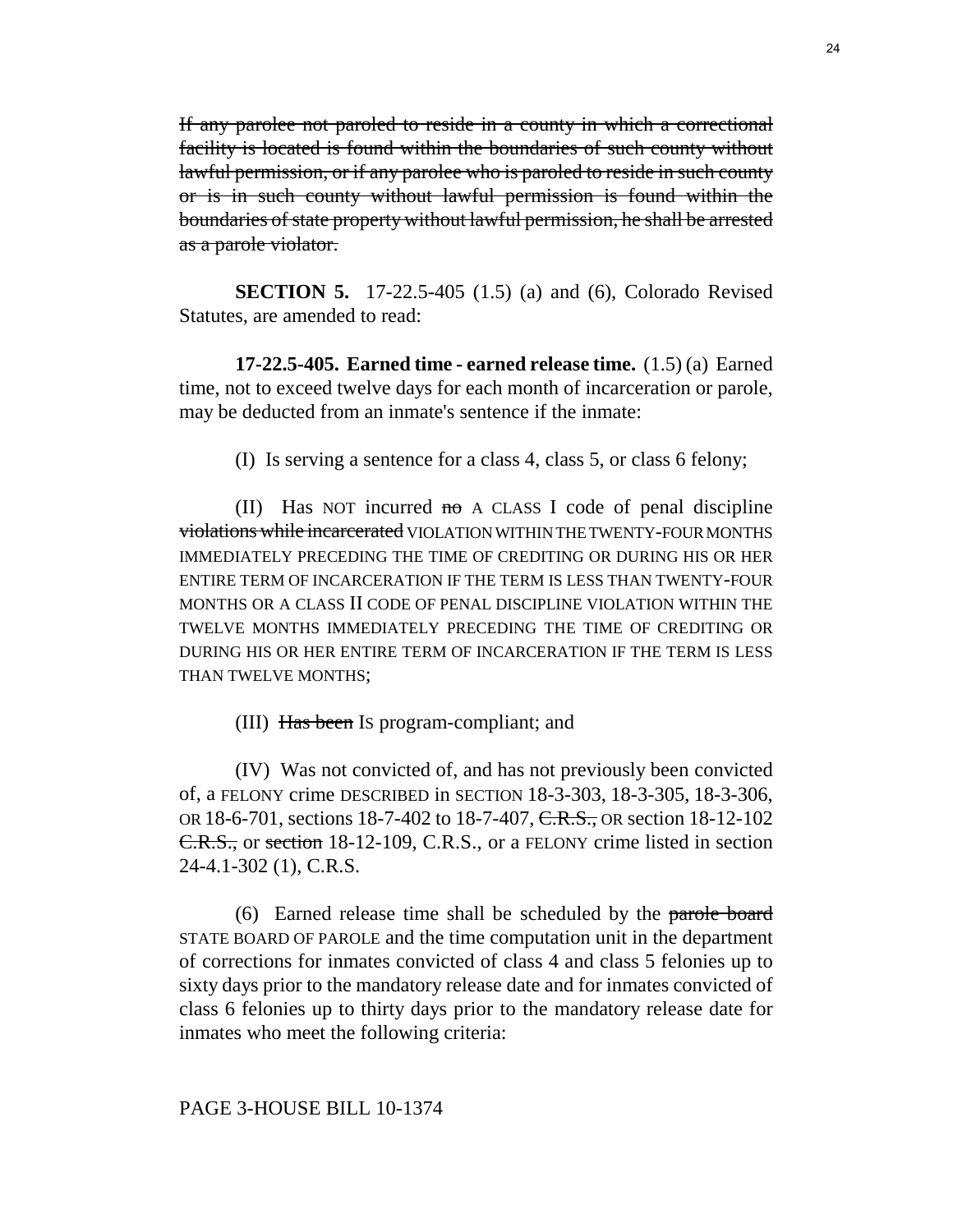~~If any parolee not paroled to reside in a county in which a correctional facility is located is found within the boundaries of such county without lawful permission, or if any parolee who is paroled to reside in such county or is in such county without lawful permission is found within the boundaries of state property without lawful permission, he shall be arrested as a parole violator.~~

**SECTION 5.** 17-22.5-405 (1.5) (a) and (6), Colorado Revised Statutes, are amended to read:

**17-22.5-405. Earned time - earned release time.** (1.5) (a) Earned time, not to exceed twelve days for each month of incarceration or parole, may be deducted from an inmate's sentence if the inmate:

(I) Is serving a sentence for a class 4, class 5, or class 6 felony;

(II) Has NOT incurred ~~no~~ A CLASS I code of penal discipline ~~violations while incarcerated~~ VIOLATION WITHIN THE TWENTY-FOUR MONTHS IMMEDIATELY PRECEDING THE TIME OF CREDITING OR DURING HIS OR HER ENTIRE TERM OF INCARCERATION IF THE TERM IS LESS THAN TWENTY-FOUR MONTHS OR A CLASS II CODE OF PENAL DISCIPLINE VIOLATION WITHIN THE TWELVE MONTHS IMMEDIATELY PRECEDING THE TIME OF CREDITING OR DURING HIS OR HER ENTIRE TERM OF INCARCERATION IF THE TERM IS LESS THAN TWELVE MONTHS;

(III) ~~Has been~~ IS program-compliant; and

(IV) Was not convicted of, and has not previously been convicted of, a FELONY crime DESCRIBED in SECTION 18-3-303, 18-3-305, 18-3-306, OR 18-6-701, sections 18-7-402 to 18-7-407, ~~C.R.S.,~~ OR section 18-12-102 ~~C.R.S.,~~ or ~~section~~ 18-12-109, C.R.S., or a FELONY crime listed in section 24-4.1-302 (1), C.R.S.

(6) Earned release time shall be scheduled by the ~~parole board~~ STATE BOARD OF PAROLE and the time computation unit in the department of corrections for inmates convicted of class 4 and class 5 felonies up to sixty days prior to the mandatory release date and for inmates convicted of class 6 felonies up to thirty days prior to the mandatory release date for inmates who meet the following criteria:

PAGE 3-HOUSE BILL 10-1374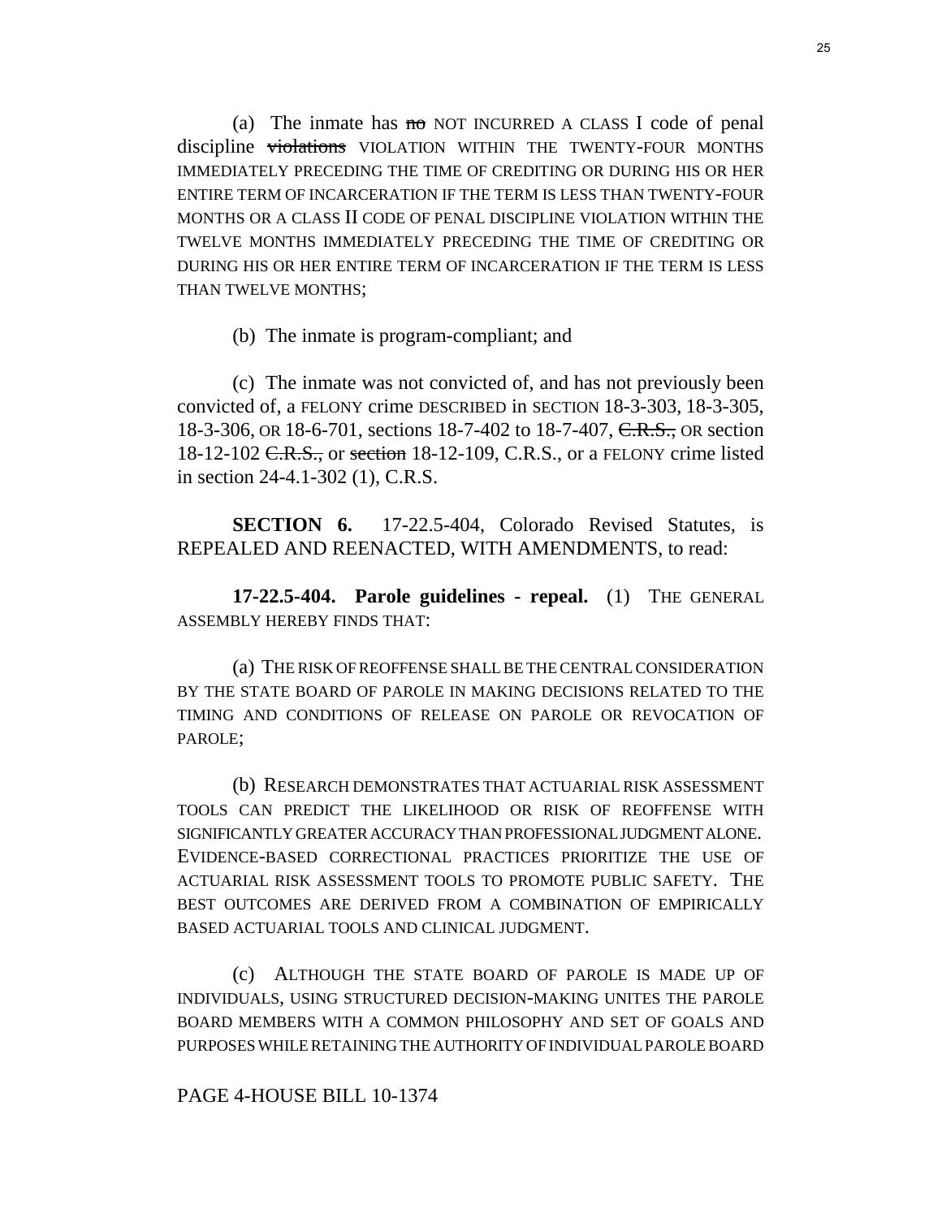(a) The inmate has ~~no~~ NOT INCURRED A CLASS I code of penal discipline ~~violations~~ VIOLATION WITHIN THE TWENTY-FOUR MONTHS IMMEDIATELY PRECEDING THE TIME OF CREDITING OR DURING HIS OR HER ENTIRE TERM OF INCARCERATION IF THE TERM IS LESS THAN TWENTY-FOUR MONTHS OR A CLASS II CODE OF PENAL DISCIPLINE VIOLATION WITHIN THE TWELVE MONTHS IMMEDIATELY PRECEDING THE TIME OF CREDITING OR DURING HIS OR HER ENTIRE TERM OF INCARCERATION IF THE TERM IS LESS THAN TWELVE MONTHS;

(b) The inmate is program-compliant; and

(c) The inmate was not convicted of, and has not previously been convicted of, a FELONY crime DESCRIBED in SECTION 18-3-303, 18-3-305, 18-3-306, OR 18-6-701, sections 18-7-402 to 18-7-407, ~~C.R.S.,~~ OR section 18-12-102 ~~C.R.S.,~~ or ~~section~~ 18-12-109, C.R.S., or a FELONY crime listed in section 24-4.1-302 (1), C.R.S.

**SECTION 6.** 17-22.5-404, Colorado Revised Statutes, is REPEALED AND REENACTED, WITH AMENDMENTS, to read:

**17-22.5-404. Parole guidelines - repeal.** (1) THE GENERAL ASSEMBLY HEREBY FINDS THAT:

(a) THE RISK OF REOFFENSE SHALL BE THE CENTRAL CONSIDERATION BY THE STATE BOARD OF PAROLE IN MAKING DECISIONS RELATED TO THE TIMING AND CONDITIONS OF RELEASE ON PAROLE OR REVOCATION OF PAROLE;

(b) RESEARCH DEMONSTRATES THAT ACTUARIAL RISK ASSESSMENT TOOLS CAN PREDICT THE LIKELIHOOD OR RISK OF REOFFENSE WITH SIGNIFICANTLY GREATER ACCURACY THAN PROFESSIONAL JUDGMENT ALONE. EVIDENCE-BASED CORRECTIONAL PRACTICES PRIORITIZE THE USE OF ACTUARIAL RISK ASSESSMENT TOOLS TO PROMOTE PUBLIC SAFETY. THE BEST OUTCOMES ARE DERIVED FROM A COMBINATION OF EMPIRICALLY BASED ACTUARIAL TOOLS AND CLINICAL JUDGMENT.

(c) ALTHOUGH THE STATE BOARD OF PAROLE IS MADE UP OF INDIVIDUALS, USING STRUCTURED DECISION-MAKING UNITES THE PAROLE BOARD MEMBERS WITH A COMMON PHILOSOPHY AND SET OF GOALS AND PURPOSES WHILE RETAINING THE AUTHORITY OF INDIVIDUAL PAROLE BOARD

PAGE 4-HOUSE BILL 10-1374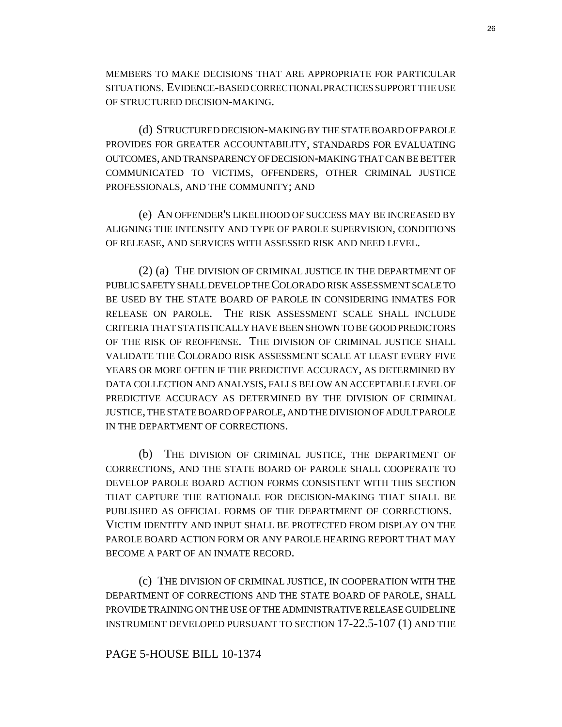MEMBERS TO MAKE DECISIONS THAT ARE APPROPRIATE FOR PARTICULAR SITUATIONS. EVIDENCE-BASED CORRECTIONAL PRACTICES SUPPORT THE USE OF STRUCTURED DECISION-MAKING.

(d) STRUCTURED DECISION-MAKING BY THE STATE BOARD OF PAROLE PROVIDES FOR GREATER ACCOUNTABILITY, STANDARDS FOR EVALUATING OUTCOMES, AND TRANSPARENCY OF DECISION-MAKING THAT CAN BE BETTER COMMUNICATED TO VICTIMS, OFFENDERS, OTHER CRIMINAL JUSTICE PROFESSIONALS, AND THE COMMUNITY; AND

(e) AN OFFENDER'S LIKELIHOOD OF SUCCESS MAY BE INCREASED BY ALIGNING THE INTENSITY AND TYPE OF PAROLE SUPERVISION, CONDITIONS OF RELEASE, AND SERVICES WITH ASSESSED RISK AND NEED LEVEL.

(2) (a) THE DIVISION OF CRIMINAL JUSTICE IN THE DEPARTMENT OF PUBLIC SAFETY SHALL DEVELOP THE COLORADO RISK ASSESSMENT SCALE TO BE USED BY THE STATE BOARD OF PAROLE IN CONSIDERING INMATES FOR RELEASE ON PAROLE. THE RISK ASSESSMENT SCALE SHALL INCLUDE CRITERIA THAT STATISTICALLY HAVE BEEN SHOWN TO BE GOOD PREDICTORS OF THE RISK OF REOFFENSE. THE DIVISION OF CRIMINAL JUSTICE SHALL VALIDATE THE COLORADO RISK ASSESSMENT SCALE AT LEAST EVERY FIVE YEARS OR MORE OFTEN IF THE PREDICTIVE ACCURACY, AS DETERMINED BY DATA COLLECTION AND ANALYSIS, FALLS BELOW AN ACCEPTABLE LEVEL OF PREDICTIVE ACCURACY AS DETERMINED BY THE DIVISION OF CRIMINAL JUSTICE, THE STATE BOARD OF PAROLE, AND THE DIVISION OF ADULT PAROLE IN THE DEPARTMENT OF CORRECTIONS.

(b) THE DIVISION OF CRIMINAL JUSTICE, THE DEPARTMENT OF CORRECTIONS, AND THE STATE BOARD OF PAROLE SHALL COOPERATE TO DEVELOP PAROLE BOARD ACTION FORMS CONSISTENT WITH THIS SECTION THAT CAPTURE THE RATIONALE FOR DECISION-MAKING THAT SHALL BE PUBLISHED AS OFFICIAL FORMS OF THE DEPARTMENT OF CORRECTIONS. VICTIM IDENTITY AND INPUT SHALL BE PROTECTED FROM DISPLAY ON THE PAROLE BOARD ACTION FORM OR ANY PAROLE HEARING REPORT THAT MAY BECOME A PART OF AN INMATE RECORD.

(c) THE DIVISION OF CRIMINAL JUSTICE, IN COOPERATION WITH THE DEPARTMENT OF CORRECTIONS AND THE STATE BOARD OF PAROLE, SHALL PROVIDE TRAINING ON THE USE OF THE ADMINISTRATIVE RELEASE GUIDELINE INSTRUMENT DEVELOPED PURSUANT TO SECTION 17-22.5-107 (1) AND THE

PAGE 5-HOUSE BILL 10-1374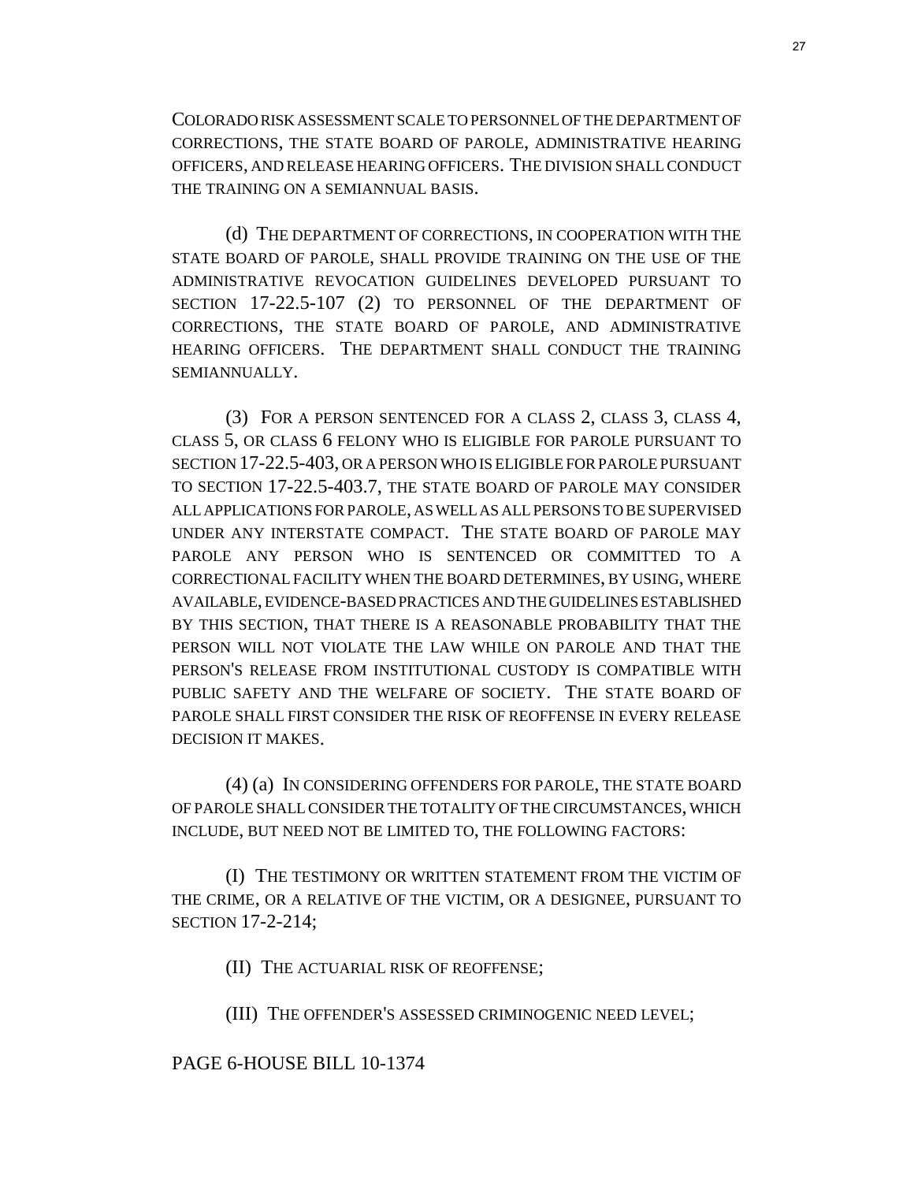COLORADO RISK ASSESSMENT SCALE TO PERSONNEL OF THE DEPARTMENT OF CORRECTIONS, THE STATE BOARD OF PAROLE, ADMINISTRATIVE HEARING OFFICERS, AND RELEASE HEARING OFFICERS. THE DIVISION SHALL CONDUCT THE TRAINING ON A SEMIANNUAL BASIS.

(d) THE DEPARTMENT OF CORRECTIONS, IN COOPERATION WITH THE STATE BOARD OF PAROLE, SHALL PROVIDE TRAINING ON THE USE OF THE ADMINISTRATIVE REVOCATION GUIDELINES DEVELOPED PURSUANT TO SECTION 17-22.5-107 (2) TO PERSONNEL OF THE DEPARTMENT OF CORRECTIONS, THE STATE BOARD OF PAROLE, AND ADMINISTRATIVE HEARING OFFICERS. THE DEPARTMENT SHALL CONDUCT THE TRAINING SEMIANNUALLY.

(3) FOR A PERSON SENTENCED FOR A CLASS 2, CLASS 3, CLASS 4, CLASS 5, OR CLASS 6 FELONY WHO IS ELIGIBLE FOR PAROLE PURSUANT TO SECTION 17-22.5-403, OR A PERSON WHO IS ELIGIBLE FOR PAROLE PURSUANT TO SECTION 17-22.5-403.7, THE STATE BOARD OF PAROLE MAY CONSIDER ALL APPLICATIONS FOR PAROLE, AS WELL AS ALL PERSONS TO BE SUPERVISED UNDER ANY INTERSTATE COMPACT. THE STATE BOARD OF PAROLE MAY PAROLE ANY PERSON WHO IS SENTENCED OR COMMITTED TO A CORRECTIONAL FACILITY WHEN THE BOARD DETERMINES, BY USING, WHERE AVAILABLE, EVIDENCE-BASED PRACTICES AND THE GUIDELINES ESTABLISHED BY THIS SECTION, THAT THERE IS A REASONABLE PROBABILITY THAT THE PERSON WILL NOT VIOLATE THE LAW WHILE ON PAROLE AND THAT THE PERSON'S RELEASE FROM INSTITUTIONAL CUSTODY IS COMPATIBLE WITH PUBLIC SAFETY AND THE WELFARE OF SOCIETY. THE STATE BOARD OF PAROLE SHALL FIRST CONSIDER THE RISK OF REOFFENSE IN EVERY RELEASE DECISION IT MAKES.

(4) (a) IN CONSIDERING OFFENDERS FOR PAROLE, THE STATE BOARD OF PAROLE SHALL CONSIDER THE TOTALITY OF THE CIRCUMSTANCES, WHICH INCLUDE, BUT NEED NOT BE LIMITED TO, THE FOLLOWING FACTORS:

(I) THE TESTIMONY OR WRITTEN STATEMENT FROM THE VICTIM OF THE CRIME, OR A RELATIVE OF THE VICTIM, OR A DESIGNEE, PURSUANT TO SECTION 17-2-214;

(II) THE ACTUARIAL RISK OF REOFFENSE;

(III) THE OFFENDER'S ASSESSED CRIMINOGENIC NEED LEVEL;

PAGE 6-HOUSE BILL 10-1374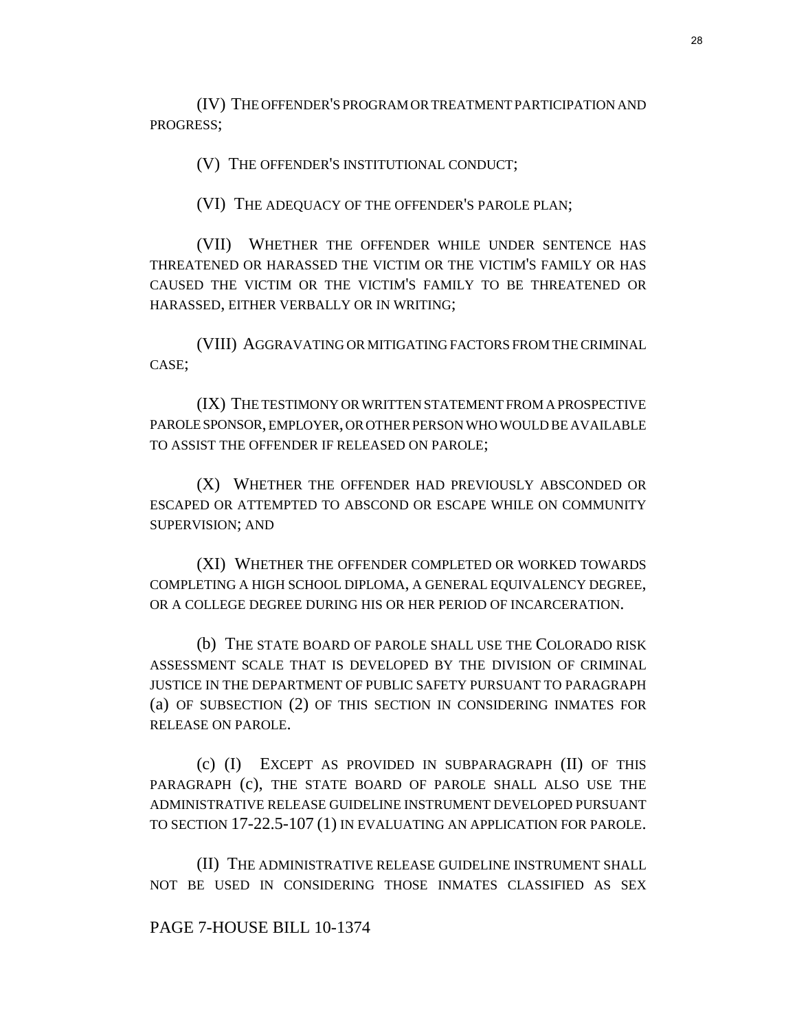(IV) THE OFFENDER'S PROGRAM OR TREATMENT PARTICIPATION AND PROGRESS;

(V) THE OFFENDER'S INSTITUTIONAL CONDUCT;

(VI) THE ADEQUACY OF THE OFFENDER'S PAROLE PLAN;

(VII) WHETHER THE OFFENDER WHILE UNDER SENTENCE HAS THREATENED OR HARASSED THE VICTIM OR THE VICTIM'S FAMILY OR HAS CAUSED THE VICTIM OR THE VICTIM'S FAMILY TO BE THREATENED OR HARASSED, EITHER VERBALLY OR IN WRITING;

(VIII) AGGRAVATING OR MITIGATING FACTORS FROM THE CRIMINAL CASE;

(IX) THE TESTIMONY OR WRITTEN STATEMENT FROM A PROSPECTIVE PAROLE SPONSOR, EMPLOYER, OR OTHER PERSON WHO WOULD BE AVAILABLE TO ASSIST THE OFFENDER IF RELEASED ON PAROLE;

(X) WHETHER THE OFFENDER HAD PREVIOUSLY ABSCONDED OR ESCAPED OR ATTEMPTED TO ABSCOND OR ESCAPE WHILE ON COMMUNITY SUPERVISION; AND

(XI) WHETHER THE OFFENDER COMPLETED OR WORKED TOWARDS COMPLETING A HIGH SCHOOL DIPLOMA, A GENERAL EQUIVALENCY DEGREE, OR A COLLEGE DEGREE DURING HIS OR HER PERIOD OF INCARCERATION.

(b) THE STATE BOARD OF PAROLE SHALL USE THE COLORADO RISK ASSESSMENT SCALE THAT IS DEVELOPED BY THE DIVISION OF CRIMINAL JUSTICE IN THE DEPARTMENT OF PUBLIC SAFETY PURSUANT TO PARAGRAPH (a) OF SUBSECTION (2) OF THIS SECTION IN CONSIDERING INMATES FOR RELEASE ON PAROLE.

(c) (I) EXCEPT AS PROVIDED IN SUBPARAGRAPH (II) OF THIS PARAGRAPH (c), THE STATE BOARD OF PAROLE SHALL ALSO USE THE ADMINISTRATIVE RELEASE GUIDELINE INSTRUMENT DEVELOPED PURSUANT TO SECTION 17-22.5-107 (1) IN EVALUATING AN APPLICATION FOR PAROLE.

(II) THE ADMINISTRATIVE RELEASE GUIDELINE INSTRUMENT SHALL NOT BE USED IN CONSIDERING THOSE INMATES CLASSIFIED AS SEX

PAGE 7-HOUSE BILL 10-1374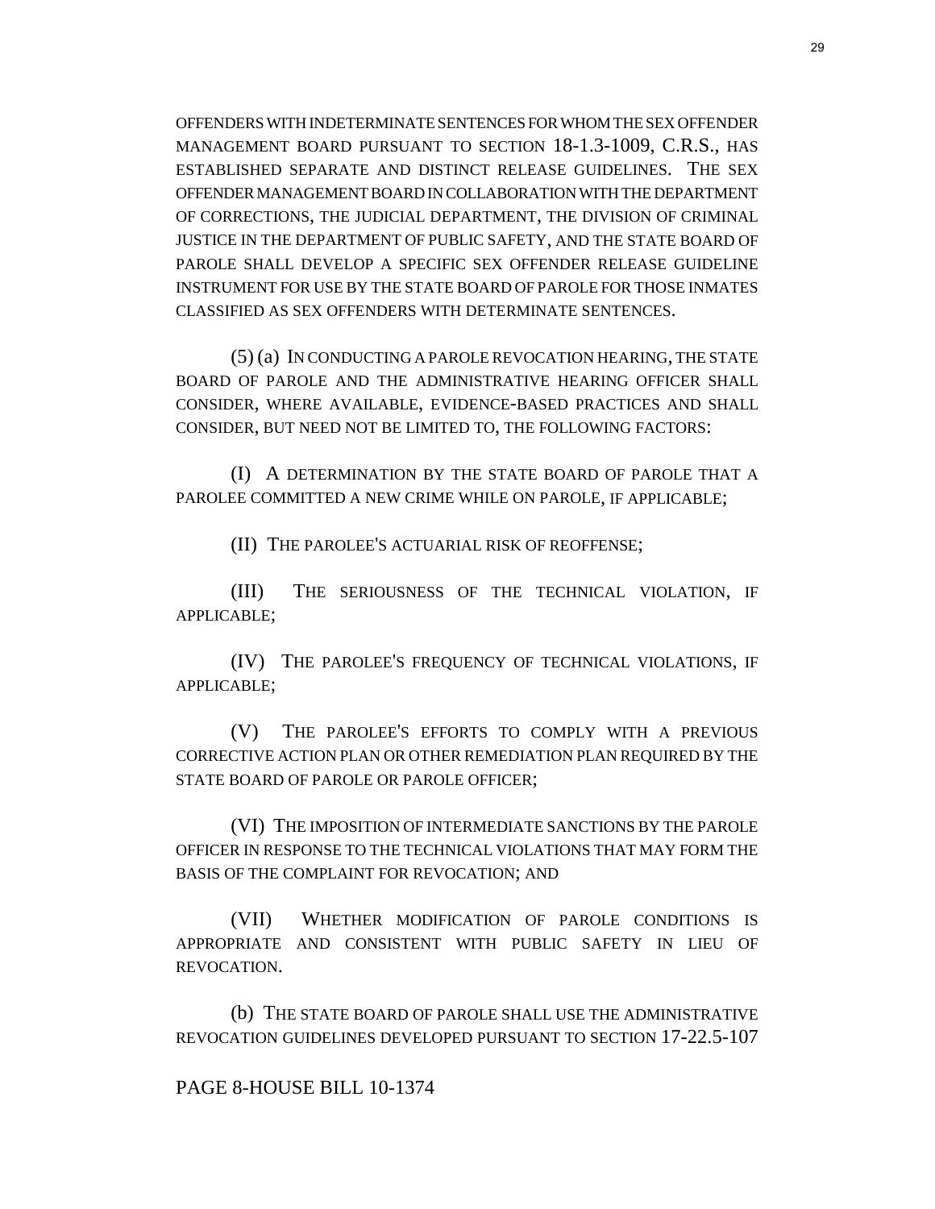OFFENDERS WITH INDETERMINATE SENTENCES FOR WHOM THE SEX OFFENDER MANAGEMENT BOARD PURSUANT TO SECTION 18-1.3-1009, C.R.S., HAS ESTABLISHED SEPARATE AND DISTINCT RELEASE GUIDELINES. THE SEX OFFENDER MANAGEMENT BOARD IN COLLABORATION WITH THE DEPARTMENT OF CORRECTIONS, THE JUDICIAL DEPARTMENT, THE DIVISION OF CRIMINAL JUSTICE IN THE DEPARTMENT OF PUBLIC SAFETY, AND THE STATE BOARD OF PAROLE SHALL DEVELOP A SPECIFIC SEX OFFENDER RELEASE GUIDELINE INSTRUMENT FOR USE BY THE STATE BOARD OF PAROLE FOR THOSE INMATES CLASSIFIED AS SEX OFFENDERS WITH DETERMINATE SENTENCES.

(5) (a) IN CONDUCTING A PAROLE REVOCATION HEARING, THE STATE BOARD OF PAROLE AND THE ADMINISTRATIVE HEARING OFFICER SHALL CONSIDER, WHERE AVAILABLE, EVIDENCE-BASED PRACTICES AND SHALL CONSIDER, BUT NEED NOT BE LIMITED TO, THE FOLLOWING FACTORS:

(I) A DETERMINATION BY THE STATE BOARD OF PAROLE THAT A PAROLEE COMMITTED A NEW CRIME WHILE ON PAROLE, IF APPLICABLE;

(II) THE PAROLEE'S ACTUARIAL RISK OF REOFFENSE;

(III) THE SERIOUSNESS OF THE TECHNICAL VIOLATION, IF APPLICABLE;

(IV) THE PAROLEE'S FREQUENCY OF TECHNICAL VIOLATIONS, IF APPLICABLE;

(V) THE PAROLEE'S EFFORTS TO COMPLY WITH A PREVIOUS CORRECTIVE ACTION PLAN OR OTHER REMEDIATION PLAN REQUIRED BY THE STATE BOARD OF PAROLE OR PAROLE OFFICER;

(VI) THE IMPOSITION OF INTERMEDIATE SANCTIONS BY THE PAROLE OFFICER IN RESPONSE TO THE TECHNICAL VIOLATIONS THAT MAY FORM THE BASIS OF THE COMPLAINT FOR REVOCATION; AND

(VII) WHETHER MODIFICATION OF PAROLE CONDITIONS IS APPROPRIATE AND CONSISTENT WITH PUBLIC SAFETY IN LIEU OF REVOCATION.

(b) THE STATE BOARD OF PAROLE SHALL USE THE ADMINISTRATIVE REVOCATION GUIDELINES DEVELOPED PURSUANT TO SECTION 17-22.5-107

PAGE 8-HOUSE BILL 10-1374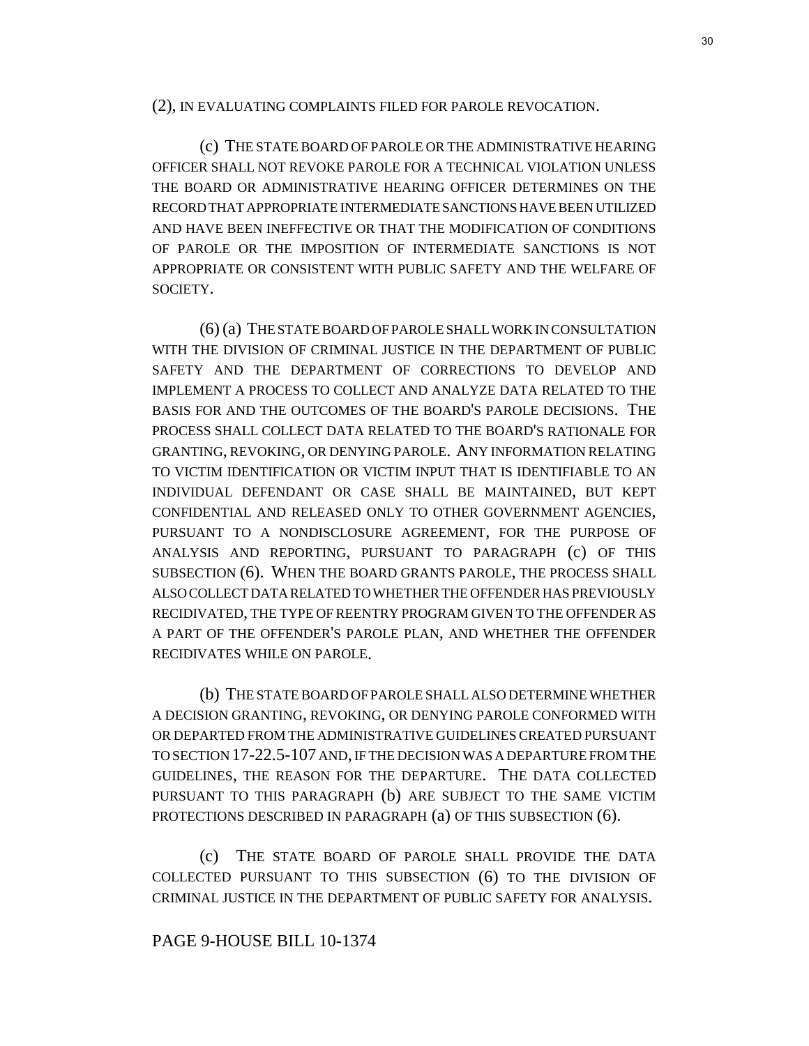(2), IN EVALUATING COMPLAINTS FILED FOR PAROLE REVOCATION.

(c) THE STATE BOARD OF PAROLE OR THE ADMINISTRATIVE HEARING OFFICER SHALL NOT REVOKE PAROLE FOR A TECHNICAL VIOLATION UNLESS THE BOARD OR ADMINISTRATIVE HEARING OFFICER DETERMINES ON THE RECORD THAT APPROPRIATE INTERMEDIATE SANCTIONS HAVE BEEN UTILIZED AND HAVE BEEN INEFFECTIVE OR THAT THE MODIFICATION OF CONDITIONS OF PAROLE OR THE IMPOSITION OF INTERMEDIATE SANCTIONS IS NOT APPROPRIATE OR CONSISTENT WITH PUBLIC SAFETY AND THE WELFARE OF SOCIETY.

(6) (a) THE STATE BOARD OF PAROLE SHALL WORK IN CONSULTATION WITH THE DIVISION OF CRIMINAL JUSTICE IN THE DEPARTMENT OF PUBLIC SAFETY AND THE DEPARTMENT OF CORRECTIONS TO DEVELOP AND IMPLEMENT A PROCESS TO COLLECT AND ANALYZE DATA RELATED TO THE BASIS FOR AND THE OUTCOMES OF THE BOARD'S PAROLE DECISIONS. THE PROCESS SHALL COLLECT DATA RELATED TO THE BOARD'S RATIONALE FOR GRANTING, REVOKING, OR DENYING PAROLE. ANY INFORMATION RELATING TO VICTIM IDENTIFICATION OR VICTIM INPUT THAT IS IDENTIFIABLE TO AN INDIVIDUAL DEFENDANT OR CASE SHALL BE MAINTAINED, BUT KEPT CONFIDENTIAL AND RELEASED ONLY TO OTHER GOVERNMENT AGENCIES, PURSUANT TO A NONDISCLOSURE AGREEMENT, FOR THE PURPOSE OF ANALYSIS AND REPORTING, PURSUANT TO PARAGRAPH (c) OF THIS SUBSECTION (6). WHEN THE BOARD GRANTS PAROLE, THE PROCESS SHALL ALSO COLLECT DATA RELATED TO WHETHER THE OFFENDER HAS PREVIOUSLY RECIDIVATED, THE TYPE OF REENTRY PROGRAM GIVEN TO THE OFFENDER AS A PART OF THE OFFENDER'S PAROLE PLAN, AND WHETHER THE OFFENDER RECIDIVATES WHILE ON PAROLE.

(b) THE STATE BOARD OF PAROLE SHALL ALSO DETERMINE WHETHER A DECISION GRANTING, REVOKING, OR DENYING PAROLE CONFORMED WITH OR DEPARTED FROM THE ADMINISTRATIVE GUIDELINES CREATED PURSUANT TO SECTION 17-22.5-107 AND, IF THE DECISION WAS A DEPARTURE FROM THE GUIDELINES, THE REASON FOR THE DEPARTURE. THE DATA COLLECTED PURSUANT TO THIS PARAGRAPH (b) ARE SUBJECT TO THE SAME VICTIM PROTECTIONS DESCRIBED IN PARAGRAPH (a) OF THIS SUBSECTION (6).

(c) THE STATE BOARD OF PAROLE SHALL PROVIDE THE DATA COLLECTED PURSUANT TO THIS SUBSECTION (6) TO THE DIVISION OF CRIMINAL JUSTICE IN THE DEPARTMENT OF PUBLIC SAFETY FOR ANALYSIS.

PAGE 9-HOUSE BILL 10-1374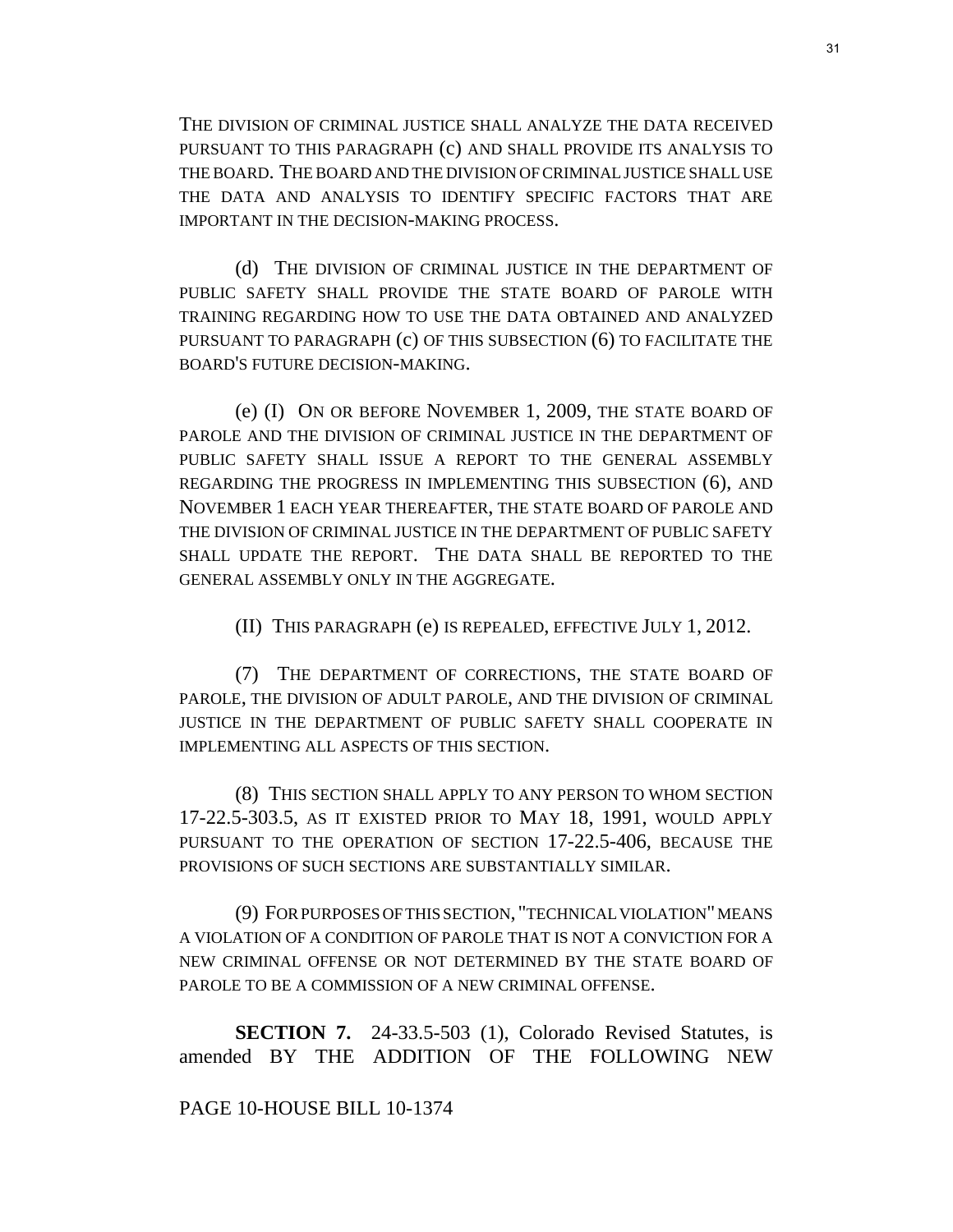THE DIVISION OF CRIMINAL JUSTICE SHALL ANALYZE THE DATA RECEIVED PURSUANT TO THIS PARAGRAPH (c) AND SHALL PROVIDE ITS ANALYSIS TO THE BOARD. THE BOARD AND THE DIVISION OF CRIMINAL JUSTICE SHALL USE THE DATA AND ANALYSIS TO IDENTIFY SPECIFIC FACTORS THAT ARE IMPORTANT IN THE DECISION-MAKING PROCESS.

(d) THE DIVISION OF CRIMINAL JUSTICE IN THE DEPARTMENT OF PUBLIC SAFETY SHALL PROVIDE THE STATE BOARD OF PAROLE WITH TRAINING REGARDING HOW TO USE THE DATA OBTAINED AND ANALYZED PURSUANT TO PARAGRAPH (c) OF THIS SUBSECTION (6) TO FACILITATE THE BOARD'S FUTURE DECISION-MAKING.

(e) (I) ON OR BEFORE NOVEMBER 1, 2009, THE STATE BOARD OF PAROLE AND THE DIVISION OF CRIMINAL JUSTICE IN THE DEPARTMENT OF PUBLIC SAFETY SHALL ISSUE A REPORT TO THE GENERAL ASSEMBLY REGARDING THE PROGRESS IN IMPLEMENTING THIS SUBSECTION (6), AND NOVEMBER 1 EACH YEAR THEREAFTER, THE STATE BOARD OF PAROLE AND THE DIVISION OF CRIMINAL JUSTICE IN THE DEPARTMENT OF PUBLIC SAFETY SHALL UPDATE THE REPORT. THE DATA SHALL BE REPORTED TO THE GENERAL ASSEMBLY ONLY IN THE AGGREGATE.

(II) THIS PARAGRAPH (e) IS REPEALED, EFFECTIVE JULY 1, 2012.

(7) THE DEPARTMENT OF CORRECTIONS, THE STATE BOARD OF PAROLE, THE DIVISION OF ADULT PAROLE, AND THE DIVISION OF CRIMINAL JUSTICE IN THE DEPARTMENT OF PUBLIC SAFETY SHALL COOPERATE IN IMPLEMENTING ALL ASPECTS OF THIS SECTION.

(8) THIS SECTION SHALL APPLY TO ANY PERSON TO WHOM SECTION 17-22.5-303.5, AS IT EXISTED PRIOR TO MAY 18, 1991, WOULD APPLY PURSUANT TO THE OPERATION OF SECTION 17-22.5-406, BECAUSE THE PROVISIONS OF SUCH SECTIONS ARE SUBSTANTIALLY SIMILAR.

(9) FOR PURPOSES OF THIS SECTION, "TECHNICAL VIOLATION" MEANS A VIOLATION OF A CONDITION OF PAROLE THAT IS NOT A CONVICTION FOR A NEW CRIMINAL OFFENSE OR NOT DETERMINED BY THE STATE BOARD OF PAROLE TO BE A COMMISSION OF A NEW CRIMINAL OFFENSE.

**SECTION 7.** 24-33.5-503 (1), Colorado Revised Statutes, is amended BY THE ADDITION OF THE FOLLOWING NEW

PAGE 10-HOUSE BILL 10-1374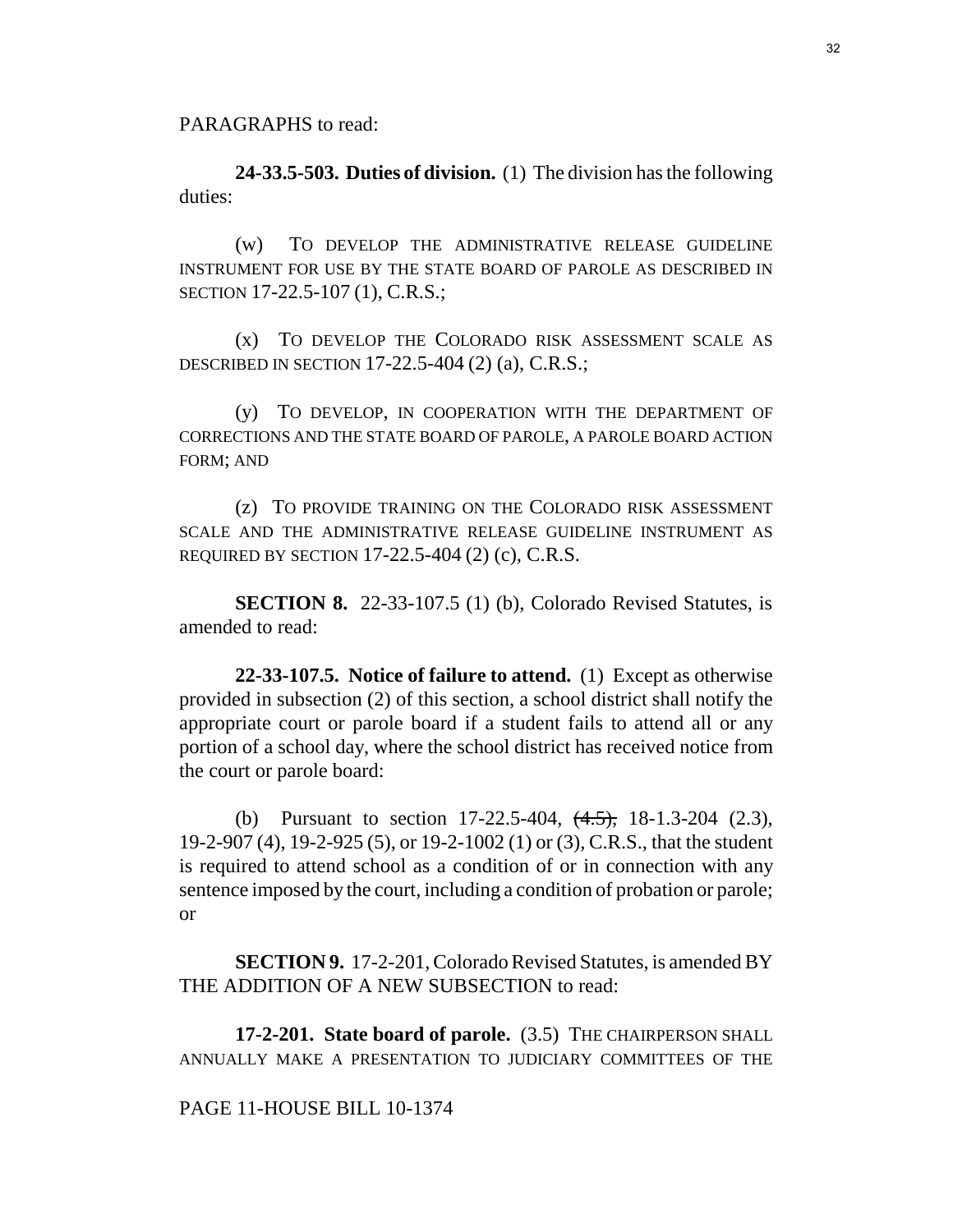PARAGRAPHS to read:

**24-33.5-503. Duties of division.** (1) The division has the following duties:

(w) TO DEVELOP THE ADMINISTRATIVE RELEASE GUIDELINE INSTRUMENT FOR USE BY THE STATE BOARD OF PAROLE AS DESCRIBED IN SECTION 17-22.5-107 (1), C.R.S.;

(x) TO DEVELOP THE COLORADO RISK ASSESSMENT SCALE AS DESCRIBED IN SECTION 17-22.5-404 (2) (a), C.R.S.;

(y) TO DEVELOP, IN COOPERATION WITH THE DEPARTMENT OF CORRECTIONS AND THE STATE BOARD OF PAROLE, A PAROLE BOARD ACTION FORM; AND

(z) TO PROVIDE TRAINING ON THE COLORADO RISK ASSESSMENT SCALE AND THE ADMINISTRATIVE RELEASE GUIDELINE INSTRUMENT AS REQUIRED BY SECTION 17-22.5-404 (2) (c), C.R.S.

**SECTION 8.** 22-33-107.5 (1) (b), Colorado Revised Statutes, is amended to read:

**22-33-107.5. Notice of failure to attend.** (1) Except as otherwise provided in subsection (2) of this section, a school district shall notify the appropriate court or parole board if a student fails to attend all or any portion of a school day, where the school district has received notice from the court or parole board:

(b) Pursuant to section 17-22.5-404, ~~(4.5),~~ 18-1.3-204 (2.3), 19-2-907 (4), 19-2-925 (5), or 19-2-1002 (1) or (3), C.R.S., that the student is required to attend school as a condition of or in connection with any sentence imposed by the court, including a condition of probation or parole; or

**SECTION 9.** 17-2-201, Colorado Revised Statutes, is amended BY THE ADDITION OF A NEW SUBSECTION to read:

**17-2-201. State board of parole.** (3.5) THE CHAIRPERSON SHALL ANNUALLY MAKE A PRESENTATION TO JUDICIARY COMMITTEES OF THE

PAGE 11-HOUSE BILL 10-1374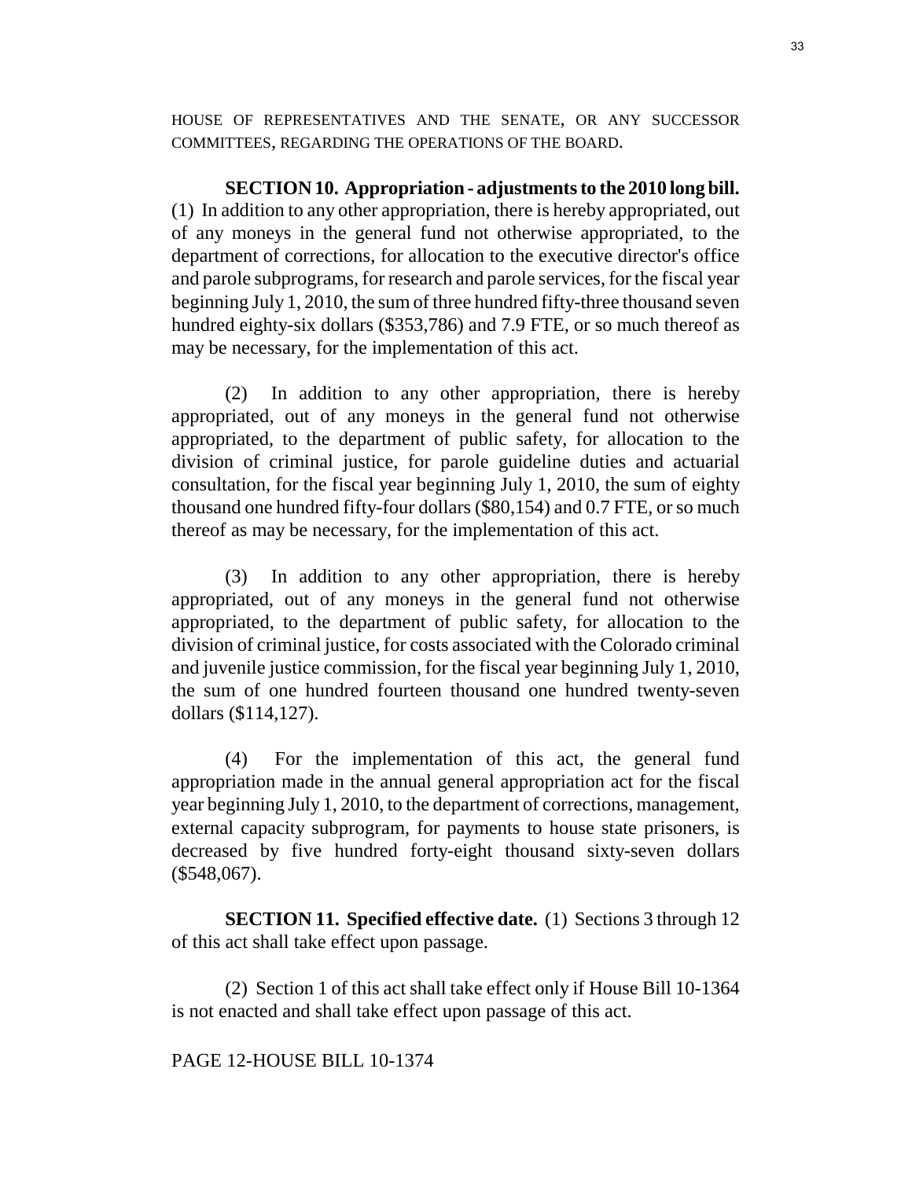HOUSE OF REPRESENTATIVES AND THE SENATE, OR ANY SUCCESSOR COMMITTEES, REGARDING THE OPERATIONS OF THE BOARD.

**SECTION 10. Appropriation - adjustments to the 2010 long bill.** (1) In addition to any other appropriation, there is hereby appropriated, out of any moneys in the general fund not otherwise appropriated, to the department of corrections, for allocation to the executive director's office and parole subprograms, for research and parole services, for the fiscal year beginning July 1, 2010, the sum of three hundred fifty-three thousand seven hundred eighty-six dollars ($353,786) and 7.9 FTE, or so much thereof as may be necessary, for the implementation of this act.

(2) In addition to any other appropriation, there is hereby appropriated, out of any moneys in the general fund not otherwise appropriated, to the department of public safety, for allocation to the division of criminal justice, for parole guideline duties and actuarial consultation, for the fiscal year beginning July 1, 2010, the sum of eighty thousand one hundred fifty-four dollars ($80,154) and 0.7 FTE, or so much thereof as may be necessary, for the implementation of this act.

(3) In addition to any other appropriation, there is hereby appropriated, out of any moneys in the general fund not otherwise appropriated, to the department of public safety, for allocation to the division of criminal justice, for costs associated with the Colorado criminal and juvenile justice commission, for the fiscal year beginning July 1, 2010, the sum of one hundred fourteen thousand one hundred twenty-seven dollars ($114,127).

(4) For the implementation of this act, the general fund appropriation made in the annual general appropriation act for the fiscal year beginning July 1, 2010, to the department of corrections, management, external capacity subprogram, for payments to house state prisoners, is decreased by five hundred forty-eight thousand sixty-seven dollars ($548,067).

**SECTION 11. Specified effective date.** (1) Sections 3 through 12 of this act shall take effect upon passage.

(2) Section 1 of this act shall take effect only if House Bill 10-1364 is not enacted and shall take effect upon passage of this act.

PAGE 12-HOUSE BILL 10-1374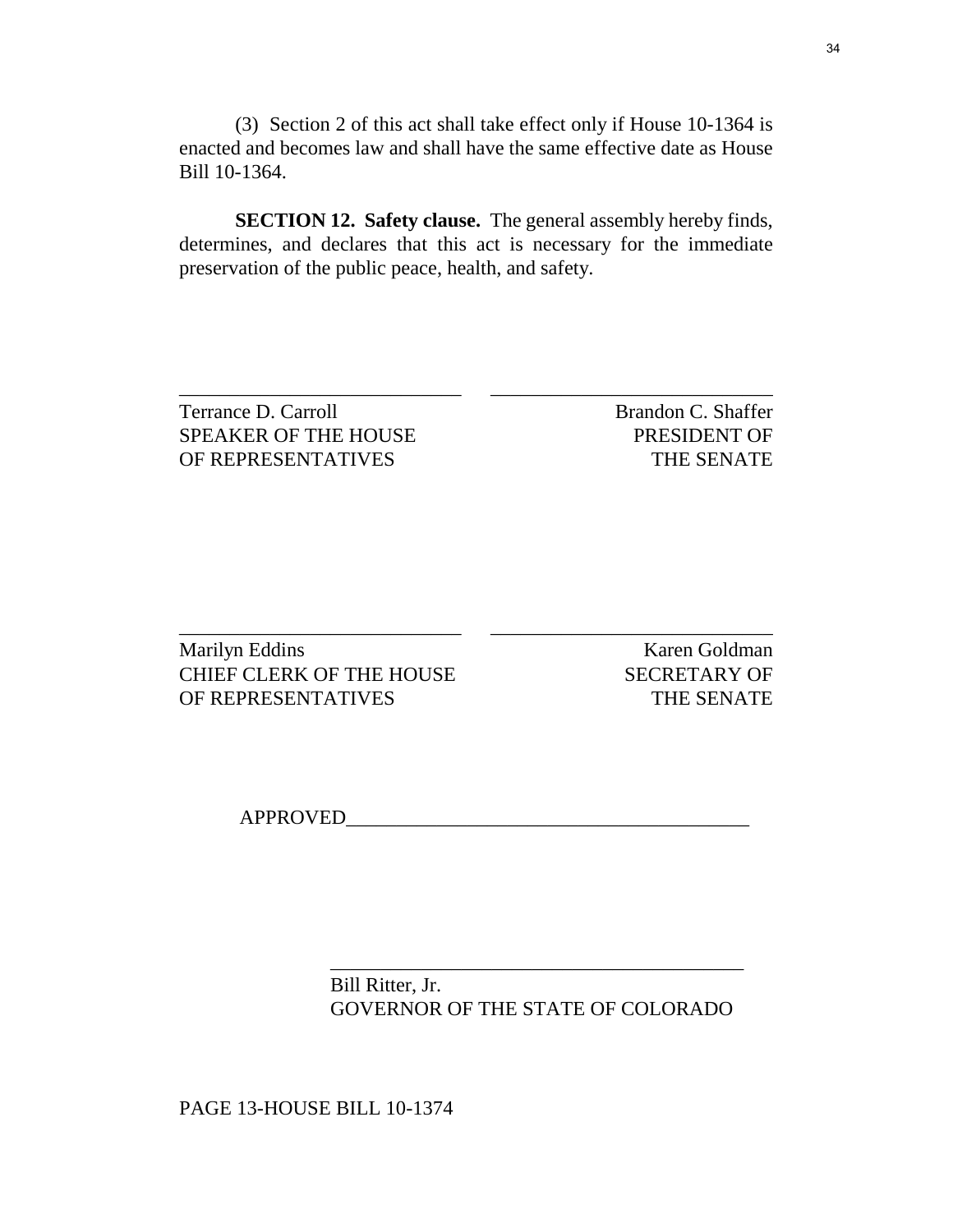(3) Section 2 of this act shall take effect only if House 10-1364 is enacted and becomes law and shall have the same effective date as House Bill 10-1364.

**SECTION 12. Safety clause.** The general assembly hereby finds, determines, and declares that this act is necessary for the immediate preservation of the public peace, health, and safety.

| | |
|---|---|
| ____________________________ | ____________________________ |
| Terrance D. Carroll<br>SPEAKER OF THE HOUSE<br>OF REPRESENTATIVES | Brandon C. Shaffer<br>PRESIDENT OF<br>THE SENATE |
| ____________________________ | ____________________________ |
| Marilyn Eddins<br>CHIEF CLERK OF THE HOUSE<br>OF REPRESENTATIVES | Karen Goldman<br>SECRETARY OF<br>THE SENATE |

APPROVED________________________________________

__________________________________________
Bill Ritter, Jr.
GOVERNOR OF THE STATE OF COLORADO

PAGE 13-HOUSE BILL 10-1374